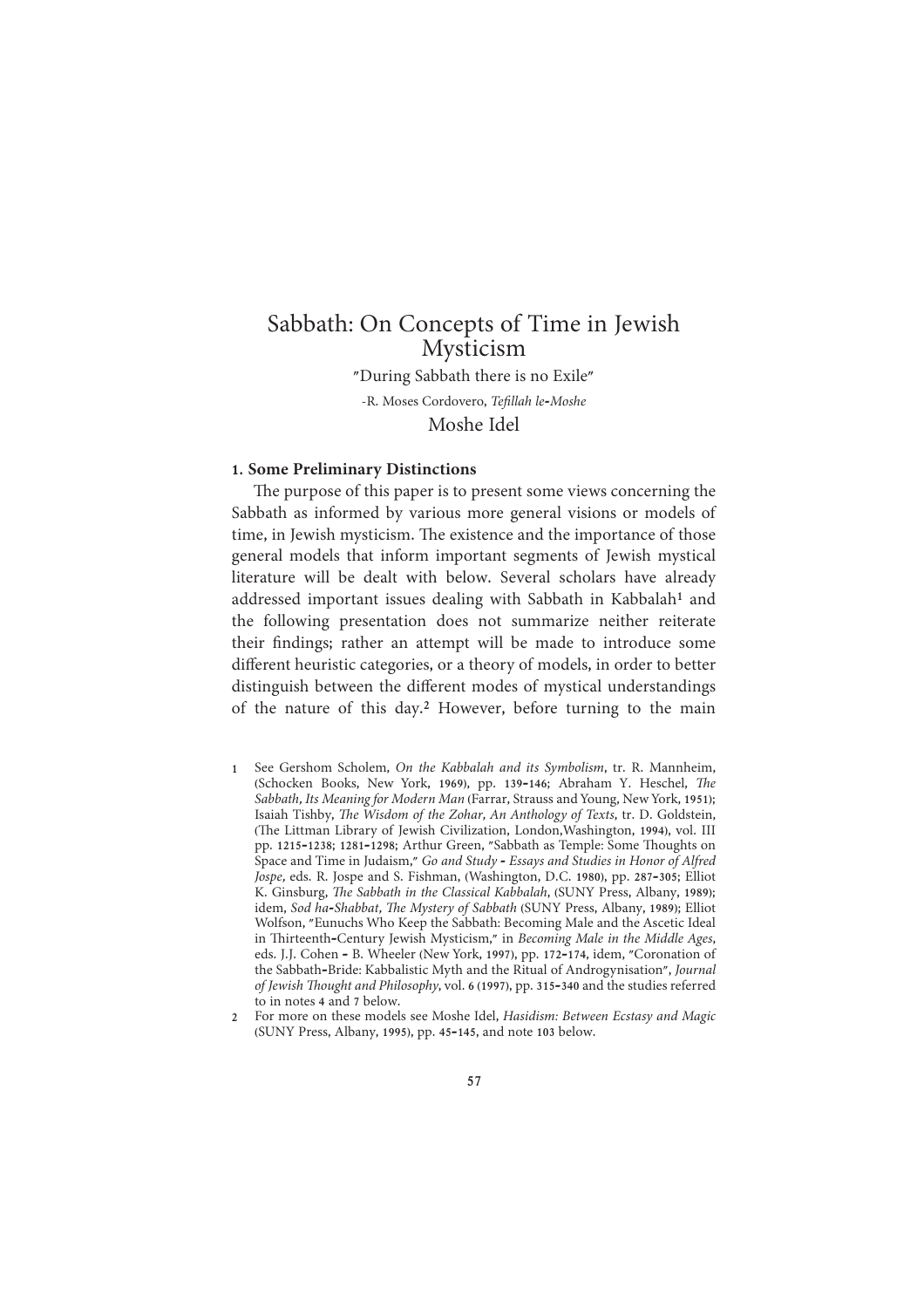# Sabbath: On Concepts of Time in Jewish Mysticism

"During Sabbath there is no Exile"

-R. Moses Cordovero, *Tefillah le-Moshe*

Moshe Idel

## 1. Some Preliminary Distinctions

The purpose of this paper is to present some views concerning the Sabbath as informed by various more general visions or models of time, in Jewish mysticism. The existence and the importance of those general models that inform important segments of Jewish mystical literature will be dealt with below. Several scholars have already addressed important issues dealing with Sabbath in Kabbalah[1] and the following presentation does not summarize neither reiterate their findings; rather an attempt will be made to introduce some different heuristic categories, or a theory of models, in order to better distinguish between the different modes of mystical understandings of the nature of this day.[2] However, before turning to the main

1 See Gershom Scholem, *On the Kabbalah and its Symbolism*, tr. R. Mannheim, (Schocken Books, New York, 1969), pp. 139-146; Abraham Y. Heschel, *The Sabbath, Its Meaning for Modern Man* (Farrar, Strauss and Young, New York, 1951); Isaiah Tishby, *The Wisdom of the Zohar, An Anthology of Texts*, tr. D. Goldstein, (The Littman Library of Jewish Civilization, London,Washington, 1994), vol. III pp. 1215-1238; 1281-1298; Arthur Green, "Sabbath as Temple: Some Thoughts on Space and Time in Judaism," *Go and Study - Essays and Studies in Honor of Alfred Jospe*, eds. R. Jospe and S. Fishman, (Washington, D.C. 1980), pp. 287-305; Elliot K. Ginsburg, *The Sabbath in the Classical Kabbalah*, (SUNY Press, Albany, 1989); idem, *Sod ha-Shabbat, The Mystery of Sabbath* (SUNY Press, Albany, 1989); Elliot Wolfson, "Eunuchs Who Keep the Sabbath: Becoming Male and the Ascetic Ideal in Thirteenth-Century Jewish Mysticism," in *Becoming Male in the Middle Ages*, eds. J.J. Cohen - B. Wheeler (New York, 1997), pp. 172-174, idem, "Coronation of the Sabbath-Bride: Kabbalistic Myth and the Ritual of Androgynisation", *Journal of Jewish Thought and Philosophy*, vol. 6 (1997), pp. 315-340 and the studies referred to in notes 4 and 7 below.

2 For more on these models see Moshe Idel, *Hasidism: Between Ecstasy and Magic* (SUNY Press, Albany, 1995), pp. 45-145, and note 103 below.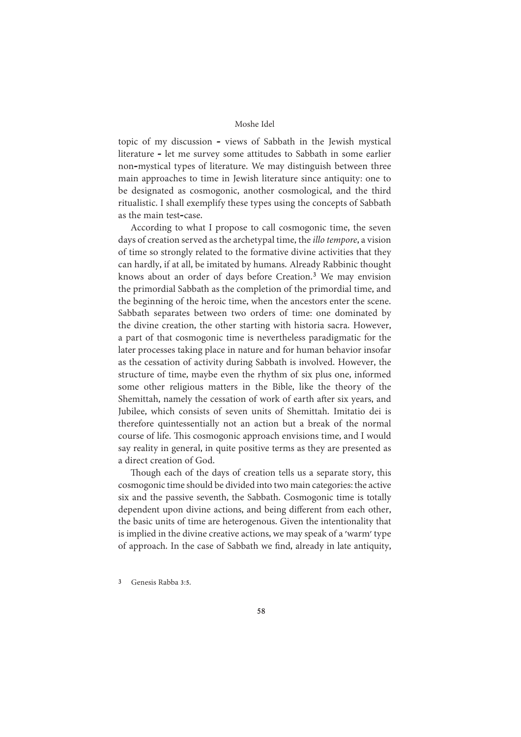topic of my discussion – views of Sabbath in the Jewish mystical literature – let me survey some attitudes to Sabbath in some earlier non-mystical types of literature. We may distinguish between three main approaches to time in Jewish literature since antiquity: one to be designated as cosmogonic, another cosmological, and the third ritualistic. I shall exemplify these types using the concepts of Sabbath as the main test-case.

According to what I propose to call cosmogonic time, the seven days of creation served as the archetypal time, the *illo tempore*, a vision of time so strongly related to the formative divine activities that they can hardly, if at all, be imitated by humans. Already Rabbinic thought knows about an order of days before Creation.[3] We may envision the primordial Sabbath as the completion of the primordial time, and the beginning of the heroic time, when the ancestors enter the scene. Sabbath separates between two orders of time: one dominated by the divine creation, the other starting with historia sacra. However, a part of that cosmogonic time is nevertheless paradigmatic for the later processes taking place in nature and for human behavior insofar as the cessation of activity during Sabbath is involved. However, the structure of time, maybe even the rhythm of six plus one, informed some other religious matters in the Bible, like the theory of the Shemittah, namely the cessation of work of earth after six years, and Jubilee, which consists of seven units of Shemittah. Imitatio dei is therefore quintessentially not an action but a break of the normal course of life. This cosmogonic approach envisions time, and I would say reality in general, in quite positive terms as they are presented as a direct creation of God.

Though each of the days of creation tells us a separate story, this cosmogonic time should be divided into two main categories: the active six and the passive seventh, the Sabbath. Cosmogonic time is totally dependent upon divine actions, and being different from each other, the basic units of time are heterogenous. Given the intentionality that is implied in the divine creative actions, we may speak of a 'warm' type of approach. In the case of Sabbath we find, already in late antiquity,

[3] Genesis Rabba 3:5.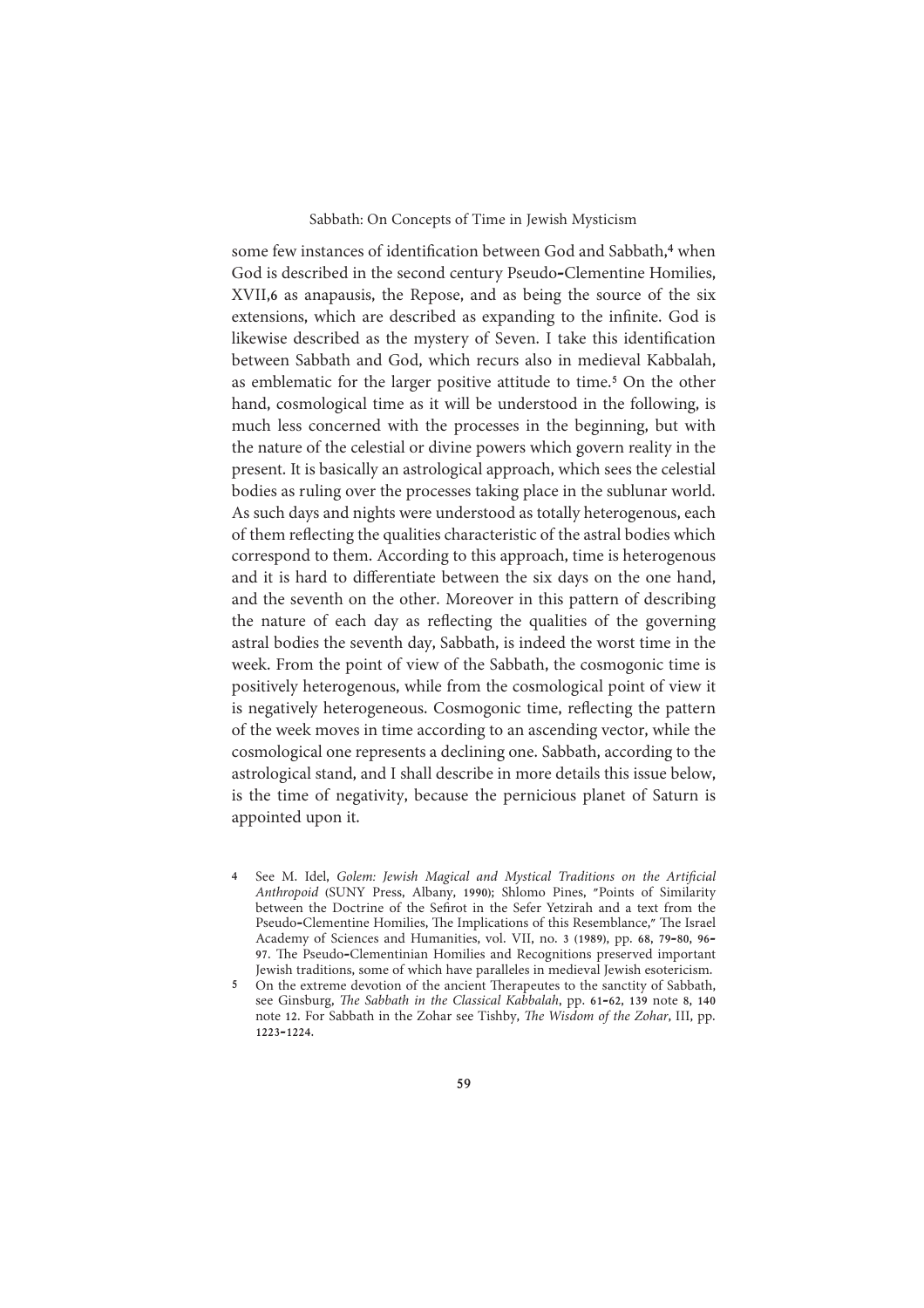some few instances of identification between God and Sabbath,[4] when God is described in the second century Pseudo-Clementine Homilies, XVII,6 as anapausis, the Repose, and as being the source of the six extensions, which are described as expanding to the infinite. God is likewise described as the mystery of Seven. I take this identification between Sabbath and God, which recurs also in medieval Kabbalah, as emblematic for the larger positive attitude to time.[5] On the other hand, cosmological time as it will be understood in the following, is much less concerned with the processes in the beginning, but with the nature of the celestial or divine powers which govern reality in the present. It is basically an astrological approach, which sees the celestial bodies as ruling over the processes taking place in the sublunar world. As such days and nights were understood as totally heterogenous, each of them reflecting the qualities characteristic of the astral bodies which correspond to them. According to this approach, time is heterogenous and it is hard to differentiate between the six days on the one hand, and the seventh on the other. Moreover in this pattern of describing the nature of each day as reflecting the qualities of the governing astral bodies the seventh day, Sabbath, is indeed the worst time in the week. From the point of view of the Sabbath, the cosmogonic time is positively heterogenous, while from the cosmological point of view it is negatively heterogeneous. Cosmogonic time, reflecting the pattern of the week moves in time according to an ascending vector, while the cosmological one represents a declining one. Sabbath, according to the astrological stand, and I shall describe in more details this issue below, is the time of negativity, because the pernicious planet of Saturn is appointed upon it.

4 See M. Idel, *Golem: Jewish Magical and Mystical Traditions on the Artificial Anthropoid* (SUNY Press, Albany, 1990); Shlomo Pines, "Points of Similarity between the Doctrine of the Sefirot in the Sefer Yetzirah and a text from the Pseudo-Clementine Homilies, The Implications of this Resemblance," The Israel Academy of Sciences and Humanities, vol. VII, no. 3 (1989), pp. 68, 79-80, 96-97. The Pseudo-Clementinian Homilies and Recognitions preserved important Jewish traditions, some of which have paralleles in medieval Jewish esotericism.

5 On the extreme devotion of the ancient Therapeutes to the sanctity of Sabbath, see Ginsburg, *The Sabbath in the Classical Kabbalah*, pp. 61-62, 139 note 8, 140 note 12. For Sabbath in the Zohar see Tishby, *The Wisdom of the Zohar*, III, pp. 1223-1224.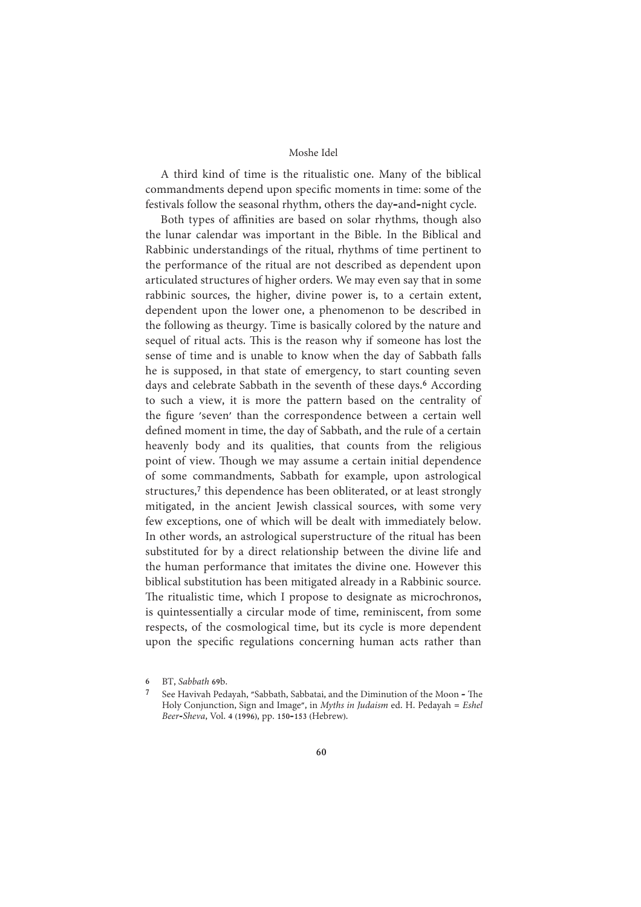A third kind of time is the ritualistic one. Many of the biblical commandments depend upon specific moments in time: some of the festivals follow the seasonal rhythm, others the day-and-night cycle.

Both types of affinities are based on solar rhythms, though also the lunar calendar was important in the Bible. In the Biblical and Rabbinic understandings of the ritual, rhythms of time pertinent to the performance of the ritual are not described as dependent upon articulated structures of higher orders. We may even say that in some rabbinic sources, the higher, divine power is, to a certain extent, dependent upon the lower one, a phenomenon to be described in the following as theurgy. Time is basically colored by the nature and sequel of ritual acts. This is the reason why if someone has lost the sense of time and is unable to know when the day of Sabbath falls he is supposed, in that state of emergency, to start counting seven days and celebrate Sabbath in the seventh of these days.[6] According to such a view, it is more the pattern based on the centrality of the figure 'seven' than the correspondence between a certain well defined moment in time, the day of Sabbath, and the rule of a certain heavenly body and its qualities, that counts from the religious point of view. Though we may assume a certain initial dependence of some commandments, Sabbath for example, upon astrological structures,[7] this dependence has been obliterated, or at least strongly mitigated, in the ancient Jewish classical sources, with some very few exceptions, one of which will be dealt with immediately below. In other words, an astrological superstructure of the ritual has been substituted for by a direct relationship between the divine life and the human performance that imitates the divine one. However this biblical substitution has been mitigated already in a Rabbinic source. The ritualistic time, which I propose to designate as microchronos, is quintessentially a circular mode of time, reminiscent, from some respects, of the cosmological time, but its cycle is more dependent upon the specific regulations concerning human acts rather than

6 BT, *Sabbath* 69b.

7 See Havivah Pedayah, "Sabbath, Sabbatai, and the Diminution of the Moon - The Holy Conjunction, Sign and Image", in *Myths in Judaism* ed. H. Pedayah = *Eshel Beer-Sheva*, Vol. 4 (1996), pp. 150-153 (Hebrew).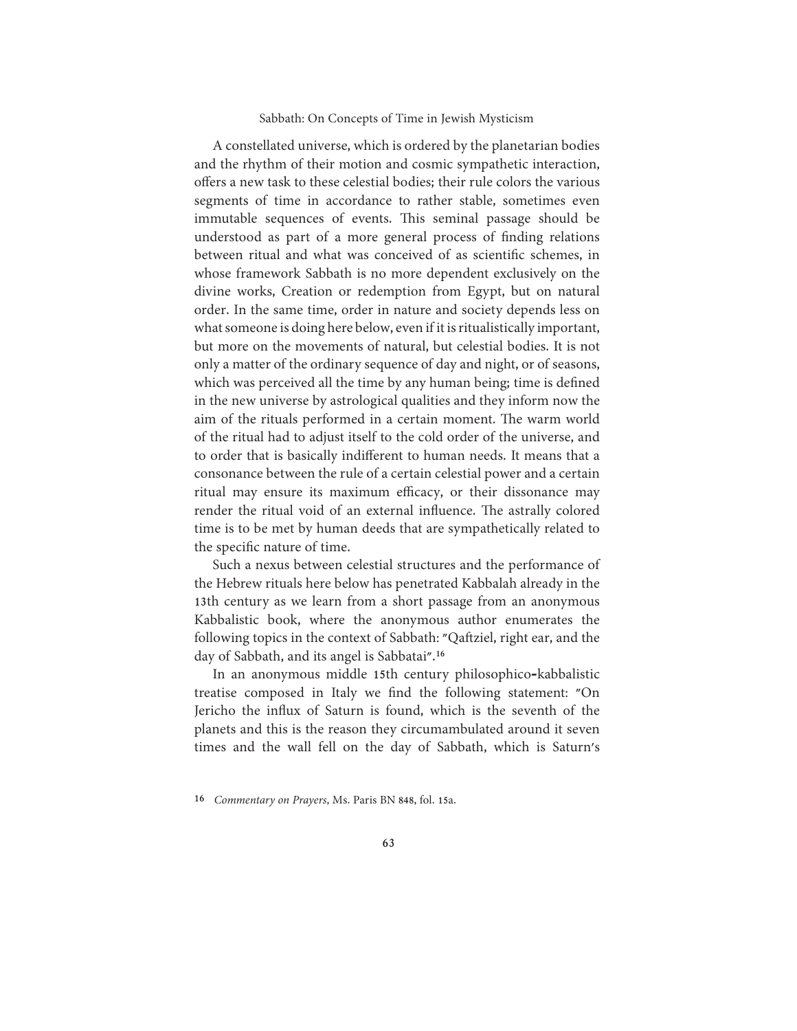A constellated universe, which is ordered by the planetarian bodies and the rhythm of their motion and cosmic sympathetic interaction, offers a new task to these celestial bodies; their rule colors the various segments of time in accordance to rather stable, sometimes even immutable sequences of events. This seminal passage should be understood as part of a more general process of finding relations between ritual and what was conceived of as scientific schemes, in whose framework Sabbath is no more dependent exclusively on the divine works, Creation or redemption from Egypt, but on natural order. In the same time, order in nature and society depends less on what someone is doing here below, even if it is ritualistically important, but more on the movements of natural, but celestial bodies. It is not only a matter of the ordinary sequence of day and night, or of seasons, which was perceived all the time by any human being; time is defined in the new universe by astrological qualities and they inform now the aim of the rituals performed in a certain moment. The warm world of the ritual had to adjust itself to the cold order of the universe, and to order that is basically indifferent to human needs. It means that a consonance between the rule of a certain celestial power and a certain ritual may ensure its maximum efficacy, or their dissonance may render the ritual void of an external influence. The astrally colored time is to be met by human deeds that are sympathetically related to the specific nature of time.

Such a nexus between celestial structures and the performance of the Hebrew rituals here below has penetrated Kabbalah already in the 13th century as we learn from a short passage from an anonymous Kabbalistic book, where the anonymous author enumerates the following topics in the context of Sabbath: "Qaftziel, right ear, and the day of Sabbath, and its angel is Sabbatai".[16]

In an anonymous middle 15th century philosophico-kabbalistic treatise composed in Italy we find the following statement: "On Jericho the influx of Saturn is found, which is the seventh of the planets and this is the reason they circumambulated around it seven times and the wall fell on the day of Sabbath, which is Saturn's

---

[16] *Commentary on Prayers*, Ms. Paris BN 848, fol. 15a.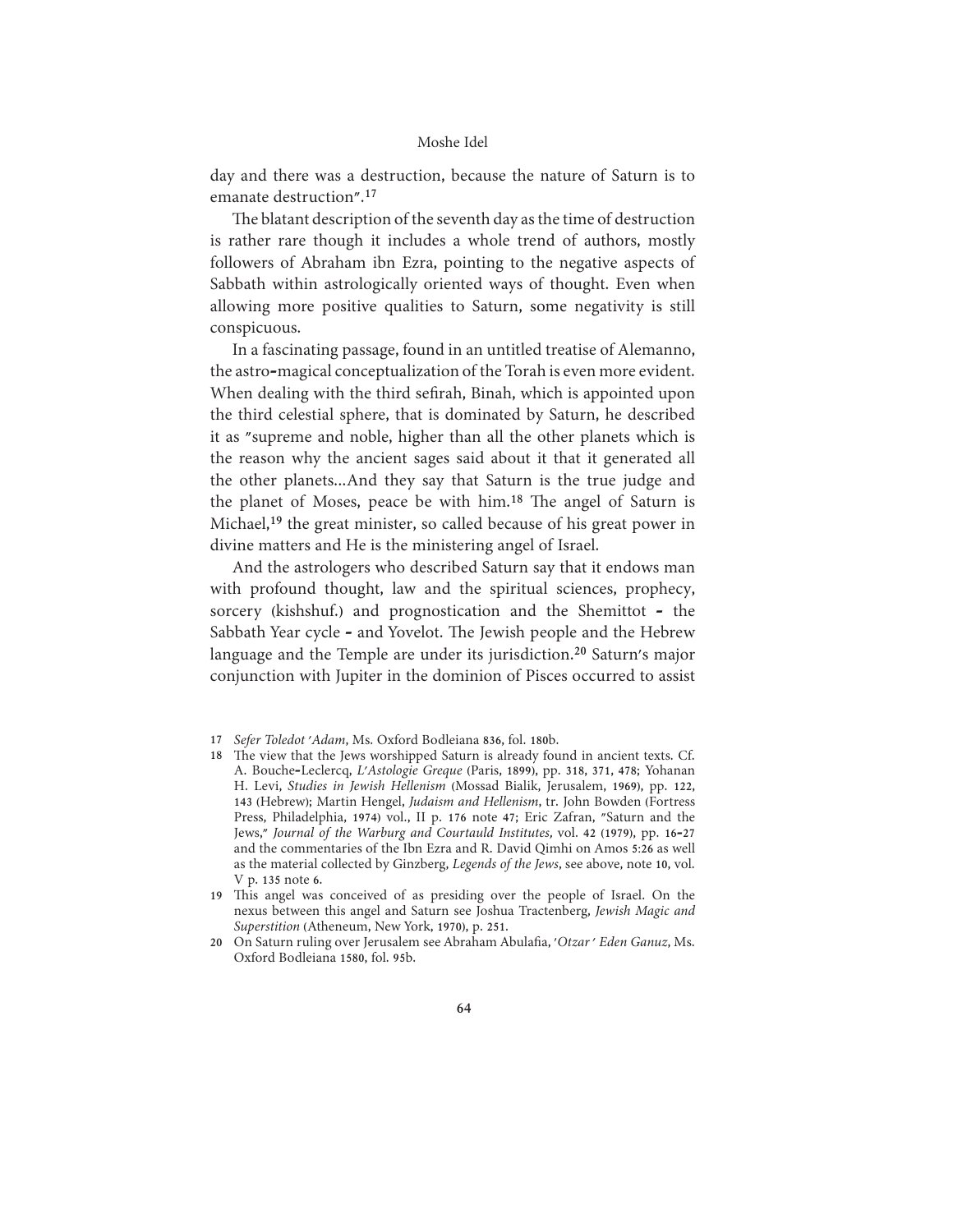day and there was a destruction, because the nature of Saturn is to emanate destruction".[17]

The blatant description of the seventh day as the time of destruction is rather rare though it includes a whole trend of authors, mostly followers of Abraham ibn Ezra, pointing to the negative aspects of Sabbath within astrologically oriented ways of thought. Even when allowing more positive qualities to Saturn, some negativity is still conspicuous.

In a fascinating passage, found in an untitled treatise of Alemanno, the astro-magical conceptualization of the Torah is even more evident. When dealing with the third sefirah, Binah, which is appointed upon the third celestial sphere, that is dominated by Saturn, he described it as "supreme and noble, higher than all the other planets which is the reason why the ancient sages said about it that it generated all the other planets...And they say that Saturn is the true judge and the planet of Moses, peace be with him.[18] The angel of Saturn is Michael,[19] the great minister, so called because of his great power in divine matters and He is the ministering angel of Israel.

And the astrologers who described Saturn say that it endows man with profound thought, law and the spiritual sciences, prophecy, sorcery (kishshuf.) and prognostication and the Shemittot - the Sabbath Year cycle - and Yovelot. The Jewish people and the Hebrew language and the Temple are under its jurisdiction.[20] Saturn's major conjunction with Jupiter in the dominion of Pisces occurred to assist

---

17 *Sefer Toledot 'Adam*, Ms. Oxford Bodleiana 836, fol. 180b.

18 The view that the Jews worshipped Saturn is already found in ancient texts. Cf. A. Bouche-Leclercq, *L'Astologie Greque* (Paris, 1899), pp. 318, 371, 478; Yohanan H. Levi, *Studies in Jewish Hellenism* (Mossad Bialik, Jerusalem, 1969), pp. 122, 143 (Hebrew); Martin Hengel, *Judaism and Hellenism*, tr. John Bowden (Fortress Press, Philadelphia, 1974) vol., II p. 176 note 47; Eric Zafran, "Saturn and the Jews," *Journal of the Warburg and Courtauld Institutes*, vol. 42 (1979), pp. 16-27 and the commentaries of the Ibn Ezra and R. David Qimhi on Amos 5:26 as well as the material collected by Ginzberg, *Legends of the Jews*, see above, note 10, vol. V p. 135 note 6.

19 This angel was conceived of as presiding over the people of Israel. On the nexus between this angel and Saturn see Joshua Tractenberg, *Jewish Magic and Superstition* (Atheneum, New York, 1970), p. 251.

20 On Saturn ruling over Jerusalem see Abraham Abulafia, *'Otzar ' Eden Ganuz*, Ms. Oxford Bodleiana 1580, fol. 95b.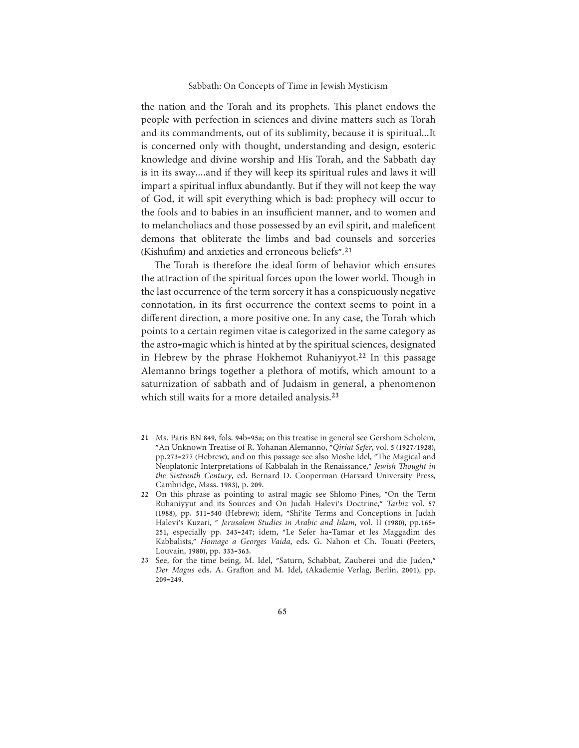the nation and the Torah and its prophets. This planet endows the people with perfection in sciences and divine matters such as Torah and its commandments, out of its sublimity, because it is spiritual...It is concerned only with thought, understanding and design, esoteric knowledge and divine worship and His Torah, and the Sabbath day is in its sway....and if they will keep its spiritual rules and laws it will impart a spiritual influx abundantly. But if they will not keep the way of God, it will spit everything which is bad: prophecy will occur to the fools and to babies in an insufficient manner, and to women and to melancholiacs and those possessed by an evil spirit, and maleficent demons that obliterate the limbs and bad counsels and sorceries (Kishufim) and anxieties and erroneous beliefs".[21]

The Torah is therefore the ideal form of behavior which ensures the attraction of the spiritual forces upon the lower world. Though in the last occurrence of the term sorcery it has a conspicuously negative connotation, in its first occurrence the context seems to point in a different direction, a more positive one. In any case, the Torah which points to a certain regimen vitae is categorized in the same category as the astro-magic which is hinted at by the spiritual sciences, designated in Hebrew by the phrase Hokhemot Ruhaniyyot.[22] In this passage Alemanno brings together a plethora of motifs, which amount to a saturnization of sabbath and of Judaism in general, a phenomenon which still waits for a more detailed analysis.[23]

---

21 Ms. Paris BN 849, fols. 94b-95a; on this treatise in general see Gershom Scholem, "An Unknown Treatise of R. Yohanan Alemanno, "*Qiriat Sefer*, vol. 5 (1927/1928), pp.273-277 (Hebrew), and on this passage see also Moshe Idel, "The Magical and Neoplatonic Interpretations of Kabbalah in the Renaissance," *Jewish Thought in the Sixteenth Century*, ed. Bernard D. Cooperman (Harvard University Press, Cambridge, Mass. 1983), p. 209.

22 On this phrase as pointing to astral magic see Shlomo Pines, "On the Term Ruhaniyyut and its Sources and On Judah Halevi's Doctrine," *Tarbiz* vol. 57 (1988), pp. 511-540 (Hebrew); idem, "Shi'ite Terms and Conceptions in Judah Halevi's Kuzari, " *Jerusalem Studies in Arabic and Islam*, vol. II (1980), pp.165-251, especially pp. 243-247; idem, "Le Sefer ha-Tamar et les Maggadim des Kabbalists," *Homage a Georges Vaida*, eds. G. Nahon et Ch. Touati (Peeters, Louvain, 1980), pp. 333-363.

23 See, for the time being, M. Idel, "Saturn, Schabbat, Zauberei und die Juden," *Der Magus* eds. A. Grafton and M. Idel, (Akademie Verlag, Berlin, 2001), pp. 209-249.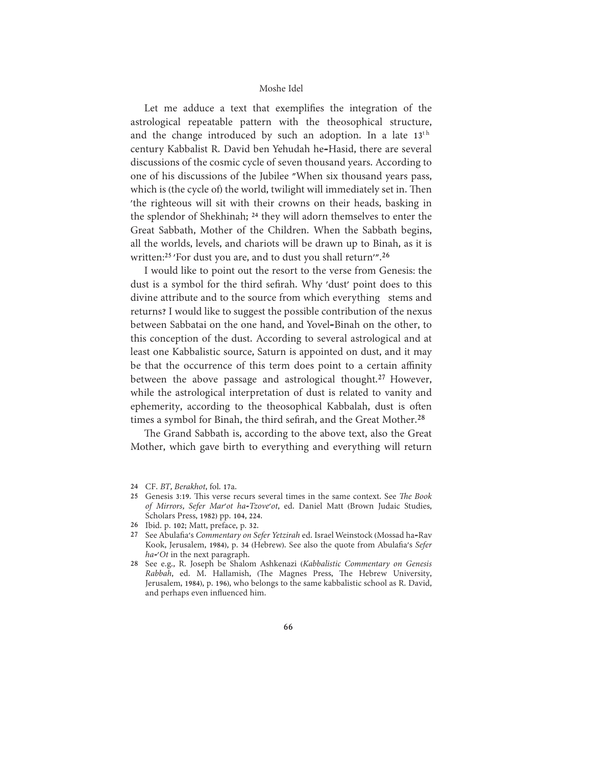Let me adduce a text that exemplifies the integration of the astrological repeatable pattern with the theosophical structure, and the change introduced by such an adoption. In a late 13[th] century Kabbalist R. David ben Yehudah he-Hasid, there are several discussions of the cosmic cycle of seven thousand years. According to one of his discussions of the Jubilee "When six thousand years pass, which is (the cycle of) the world, twilight will immediately set in. Then 'the righteous will sit with their crowns on their heads, basking in the splendor of Shekhinah; [24] they will adorn themselves to enter the Great Sabbath, Mother of the Children. When the Sabbath begins, all the worlds, levels, and chariots will be drawn up to Binah, as it is written:[25] 'For dust you are, and to dust you shall return'".[26]

I would like to point out the resort to the verse from Genesis: the dust is a symbol for the third sefirah. Why 'dust' point does to this divine attribute and to the source from which everything stems and returns? I would like to suggest the possible contribution of the nexus between Sabbatai on the one hand, and Yovel-Binah on the other, to this conception of the dust. According to several astrological and at least one Kabbalistic source, Saturn is appointed on dust, and it may be that the occurrence of this term does point to a certain affinity between the above passage and astrological thought.[27] However, while the astrological interpretation of dust is related to vanity and ephemerity, according to the theosophical Kabbalah, dust is often times a symbol for Binah, the third sefirah, and the Great Mother.[28]

The Grand Sabbath is, according to the above text, also the Great Mother, which gave birth to everything and everything will return

---

24 CF. *BT, Berakhot*, fol. 17a.

25 Genesis 3:19. This verse recurs several times in the same context. See *The Book of Mirrors, Sefer Mar'ot ha-Tzove'ot*, ed. Daniel Matt (Brown Judaic Studies, Scholars Press, 1982) pp. 104, 224.

26 Ibid. p. 102; Matt, preface, p. 32.

27 See Abulafia's *Commentary on Sefer Yetzirah* ed. Israel Weinstock (Mossad ha-Rav Kook, Jerusalem, 1984), p. 34 (Hebrew). See also the quote from Abulafia's *Sefer ha-'Ot* in the next paragraph.

28 See e.g., R. Joseph be Shalom Ashkenazi (*Kabbalistic Commentary on Genesis Rabbah*, ed. M. Hallamish, (The Magnes Press, The Hebrew University, Jerusalem, 1984), p. 196), who belongs to the same kabbalistic school as R. David, and perhaps even influenced him.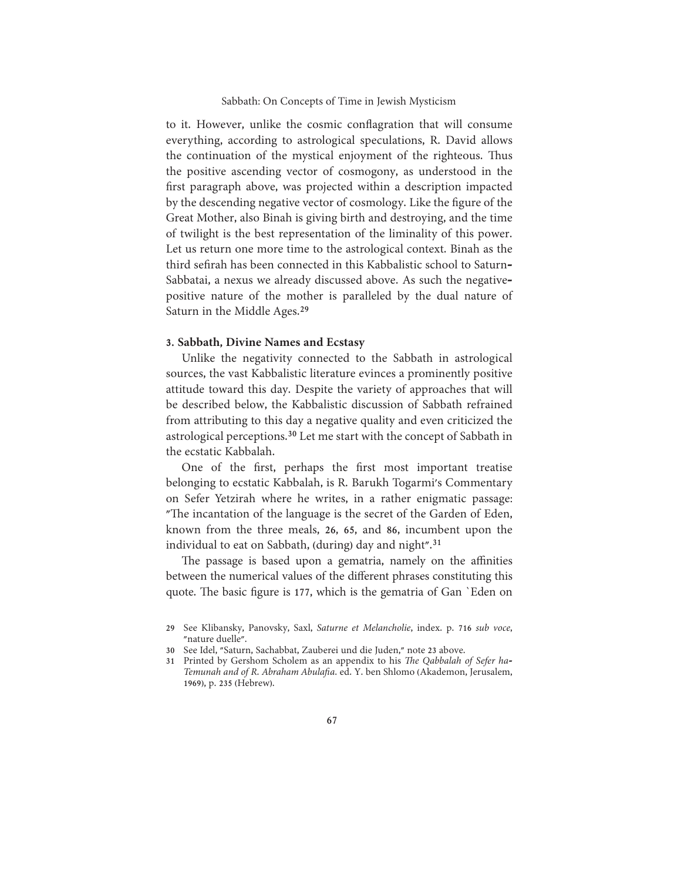to it. However, unlike the cosmic conflagration that will consume everything, according to astrological speculations, R. David allows the continuation of the mystical enjoyment of the righteous. Thus the positive ascending vector of cosmogony, as understood in the first paragraph above, was projected within a description impacted by the descending negative vector of cosmology. Like the figure of the Great Mother, also Binah is giving birth and destroying, and the time of twilight is the best representation of the liminality of this power. Let us return one more time to the astrological context. Binah as the third sefirah has been connected in this Kabbalistic school to Saturn-Sabbatai, a nexus we already discussed above. As such the negative-positive nature of the mother is paralleled by the dual nature of Saturn in the Middle Ages.[29]

### 3. Sabbath, Divine Names and Ecstasy

Unlike the negativity connected to the Sabbath in astrological sources, the vast Kabbalistic literature evinces a prominently positive attitude toward this day. Despite the variety of approaches that will be described below, the Kabbalistic discussion of Sabbath refrained from attributing to this day a negative quality and even criticized the astrological perceptions.[30] Let me start with the concept of Sabbath in the ecstatic Kabbalah.

One of the first, perhaps the first most important treatise belonging to ecstatic Kabbalah, is R. Barukh Togarmi's Commentary on Sefer Yetzirah where he writes, in a rather enigmatic passage: "The incantation of the language is the secret of the Garden of Eden, known from the three meals, 26, 65, and 86, incumbent upon the individual to eat on Sabbath, (during) day and night".[31]

The passage is based upon a gematria, namely on the affinities between the numerical values of the different phrases constituting this quote. The basic figure is 177, which is the gematria of Gan `Eden on

---

29 See Klibansky, Panovsky, Saxl, *Saturne et Melancholie*, index. p. 716 *sub voce*, "nature duelle".

30 See Idel, "Saturn, Sachabbat, Zauberei und die Juden," note 23 above.

31 Printed by Gershom Scholem as an appendix to his *The Qabbalah of Sefer ha-Temunah and of R. Abraham Abulafia*. ed. Y. ben Shlomo (Akademon, Jerusalem, 1969), p. 235 (Hebrew).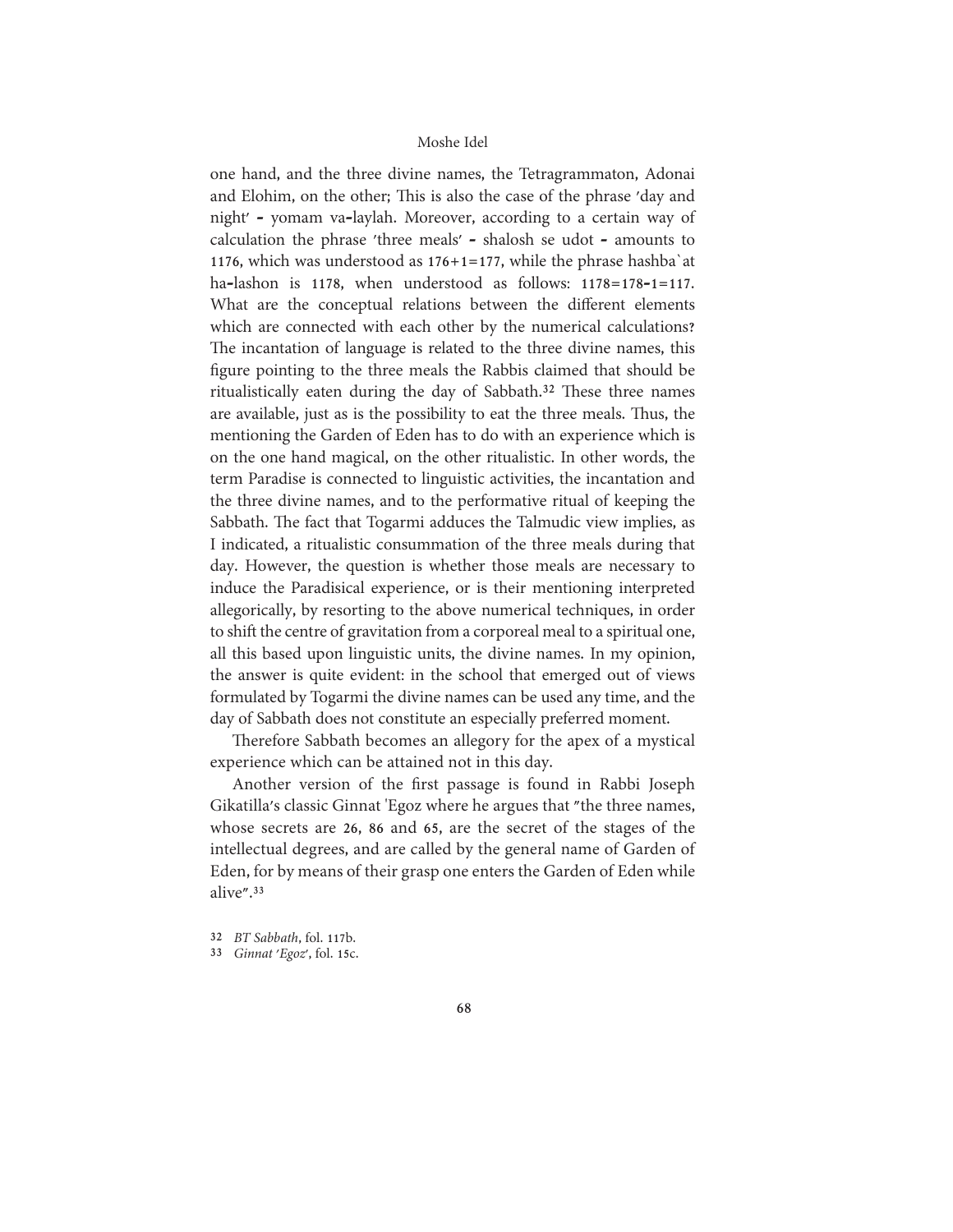one hand, and the three divine names, the Tetragrammaton, Adonai and Elohim, on the other; This is also the case of the phrase 'day and night' - yomam va-laylah. Moreover, according to a certain way of calculation the phrase 'three meals' - shalosh se udot - amounts to 1176, which was understood as 176+1=177, while the phrase hashba`at ha-lashon is 1178, when understood as follows: 1178=178-1=117. What are the conceptual relations between the different elements which are connected with each other by the numerical calculations? The incantation of language is related to the three divine names, this figure pointing to the three meals the Rabbis claimed that should be ritualistically eaten during the day of Sabbath.[32] These three names are available, just as is the possibility to eat the three meals. Thus, the mentioning the Garden of Eden has to do with an experience which is on the one hand magical, on the other ritualistic. In other words, the term Paradise is connected to linguistic activities, the incantation and the three divine names, and to the performative ritual of keeping the Sabbath. The fact that Togarmi adduces the Talmudic view implies, as I indicated, a ritualistic consummation of the three meals during that day. However, the question is whether those meals are necessary to induce the Paradisical experience, or is their mentioning interpreted allegorically, by resorting to the above numerical techniques, in order to shift the centre of gravitation from a corporeal meal to a spiritual one, all this based upon linguistic units, the divine names. In my opinion, the answer is quite evident: in the school that emerged out of views formulated by Togarmi the divine names can be used any time, and the day of Sabbath does not constitute an especially preferred moment.

Therefore Sabbath becomes an allegory for the apex of a mystical experience which can be attained not in this day.

Another version of the first passage is found in Rabbi Joseph Gikatilla's classic Ginnat 'Egoz where he argues that "the three names, whose secrets are 26, 86 and 65, are the secret of the stages of the intellectual degrees, and are called by the general name of Garden of Eden, for by means of their grasp one enters the Garden of Eden while alive".[33]

32 *BT Sabbath*, fol. 117b.

33 *Ginnat 'Egoz'*, fol. 15c.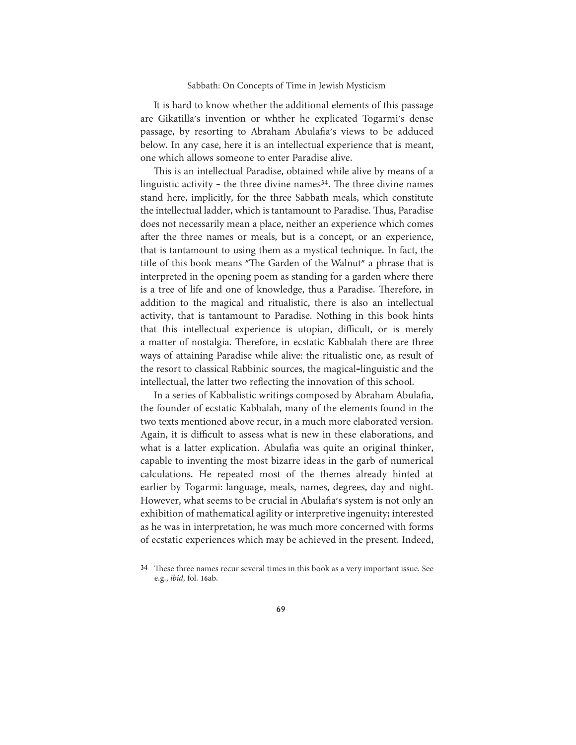It is hard to know whether the additional elements of this passage are Gikatilla's invention or whther he explicated Togarmi's dense passage, by resorting to Abraham Abulafia's views to be adduced below. In any case, here it is an intellectual experience that is meant, one which allows someone to enter Paradise alive.

This is an intellectual Paradise, obtained while alive by means of a linguistic activity - the three divine names[34]. The three divine names stand here, implicitly, for the three Sabbath meals, which constitute the intellectual ladder, which is tantamount to Paradise. Thus, Paradise does not necessarily mean a place, neither an experience which comes after the three names or meals, but is a concept, or an experience, that is tantamount to using them as a mystical technique. In fact, the title of this book means "The Garden of the Walnut" a phrase that is interpreted in the opening poem as standing for a garden where there is a tree of life and one of knowledge, thus a Paradise. Therefore, in addition to the magical and ritualistic, there is also an intellectual activity, that is tantamount to Paradise. Nothing in this book hints that this intellectual experience is utopian, difficult, or is merely a matter of nostalgia. Therefore, in ecstatic Kabbalah there are three ways of attaining Paradise while alive: the ritualistic one, as result of the resort to classical Rabbinic sources, the magical-linguistic and the intellectual, the latter two reflecting the innovation of this school.

In a series of Kabbalistic writings composed by Abraham Abulafia, the founder of ecstatic Kabbalah, many of the elements found in the two texts mentioned above recur, in a much more elaborated version. Again, it is difficult to assess what is new in these elaborations, and what is a latter explication. Abulafia was quite an original thinker, capable to inventing the most bizarre ideas in the garb of numerical calculations. He repeated most of the themes already hinted at earlier by Togarmi: language, meals, names, degrees, day and night. However, what seems to be crucial in Abulafia's system is not only an exhibition of mathematical agility or interpretive ingenuity; interested as he was in interpretation, he was much more concerned with forms of ecstatic experiences which may be achieved in the present. Indeed,

34 These three names recur several times in this book as a very important issue. See e.g., *ibid*, fol. 16ab.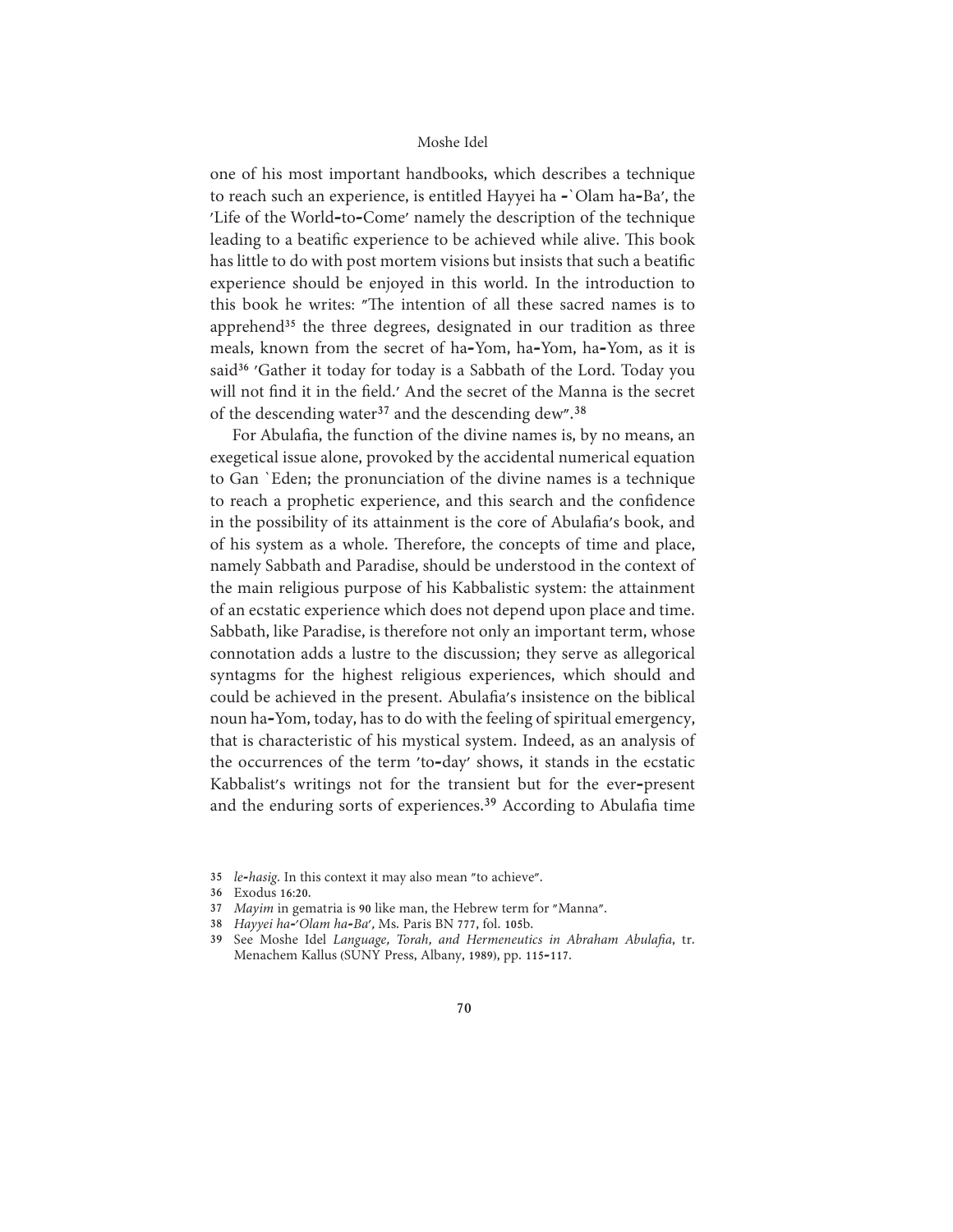one of his most important handbooks, which describes a technique to reach such an experience, is entitled Hayyei ha -`Olam ha-Ba', the 'Life of the World-to-Come' namely the description of the technique leading to a beatific experience to be achieved while alive. This book has little to do with post mortem visions but insists that such a beatific experience should be enjoyed in this world. In the introduction to this book he writes: "The intention of all these sacred names is to apprehend[35] the three degrees, designated in our tradition as three meals, known from the secret of ha-Yom, ha-Yom, ha-Yom, as it is said[36] 'Gather it today for today is a Sabbath of the Lord. Today you will not find it in the field.' And the secret of the Manna is the secret of the descending water[37] and the descending dew".[38]

For Abulafia, the function of the divine names is, by no means, an exegetical issue alone, provoked by the accidental numerical equation to Gan `Eden; the pronunciation of the divine names is a technique to reach a prophetic experience, and this search and the confidence in the possibility of its attainment is the core of Abulafia's book, and of his system as a whole. Therefore, the concepts of time and place, namely Sabbath and Paradise, should be understood in the context of the main religious purpose of his Kabbalistic system: the attainment of an ecstatic experience which does not depend upon place and time. Sabbath, like Paradise, is therefore not only an important term, whose connotation adds a lustre to the discussion; they serve as allegorical syntagms for the highest religious experiences, which should and could be achieved in the present. Abulafia's insistence on the biblical noun ha-Yom, today, has to do with the feeling of spiritual emergency, that is characteristic of his mystical system. Indeed, as an analysis of the occurrences of the term 'to-day' shows, it stands in the ecstatic Kabbalist's writings not for the transient but for the ever-present and the enduring sorts of experiences.[39] According to Abulafia time

35 *le-hasig*. In this context it may also mean "to achieve".

36 Exodus 16:20.

37 *Mayim* in gematria is 90 like man, the Hebrew term for "Manna".

38 *Hayyei ha-'Olam ha-Ba'*, Ms. Paris BN 777, fol. 105b.

39 See Moshe Idel *Language, Torah, and Hermeneutics in Abraham Abulafia*, tr. Menachem Kallus (SUNY Press, Albany, 1989), pp. 115-117.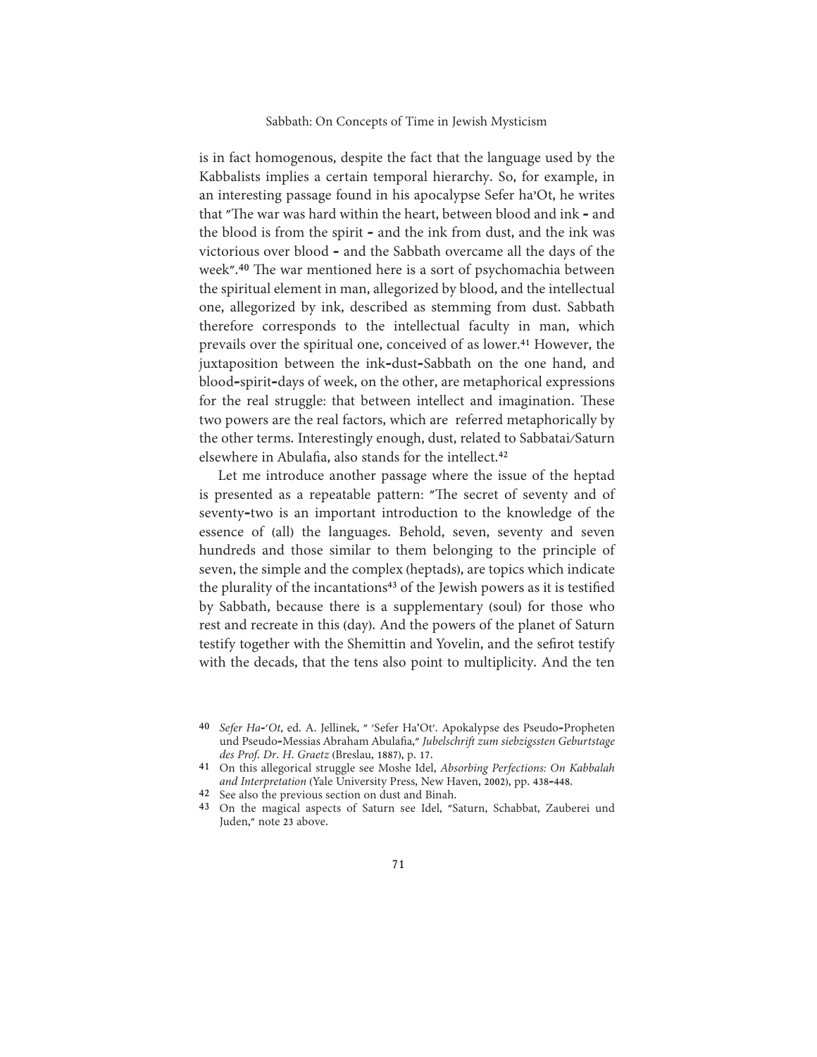is in fact homogenous, despite the fact that the language used by the Kabbalists implies a certain temporal hierarchy. So, for example, in an interesting passage found in his apocalypse Sefer ha'Ot, he writes that "The war was hard within the heart, between blood and ink - and the blood is from the spirit - and the ink from dust, and the ink was victorious over blood - and the Sabbath overcame all the days of the week".[40] The war mentioned here is a sort of psychomachia between the spiritual element in man, allegorized by blood, and the intellectual one, allegorized by ink, described as stemming from dust. Sabbath therefore corresponds to the intellectual faculty in man, which prevails over the spiritual one, conceived of as lower.[41] However, the juxtaposition between the ink-dust-Sabbath on the one hand, and blood-spirit-days of week, on the other, are metaphorical expressions for the real struggle: that between intellect and imagination. These two powers are the real factors, which are referred metaphorically by the other terms. Interestingly enough, dust, related to Sabbatai/Saturn elsewhere in Abulafia, also stands for the intellect.[42]

Let me introduce another passage where the issue of the heptad is presented as a repeatable pattern: "The secret of seventy and of seventy-two is an important introduction to the knowledge of the essence of (all) the languages. Behold, seven, seventy and seven hundreds and those similar to them belonging to the principle of seven, the simple and the complex (heptads), are topics which indicate the plurality of the incantations[43] of the Jewish powers as it is testified by Sabbath, because there is a supplementary (soul) for those who rest and recreate in this (day). And the powers of the planet of Saturn testify together with the Shemittin and Yovelin, and the sefirot testify with the decads, that the tens also point to multiplicity. And the ten

---

40 *Sefer Ha-'Ot*, ed. A. Jellinek, " 'Sefer Ha'Ot'. Apokalypse des Pseudo-Propheten und Pseudo-Messias Abraham Abulafia," *Jubelschrift zum siebzigssten Geburtstage des Prof. Dr. H. Graetz* (Breslau, 1887), p. 17.

41 On this allegorical struggle see Moshe Idel, *Absorbing Perfections: On Kabbalah and Interpretation* (Yale University Press, New Haven, 2002), pp. 438-448.

42 See also the previous section on dust and Binah.

43 On the magical aspects of Saturn see Idel, "Saturn, Schabbat, Zauberei und Juden," note 23 above.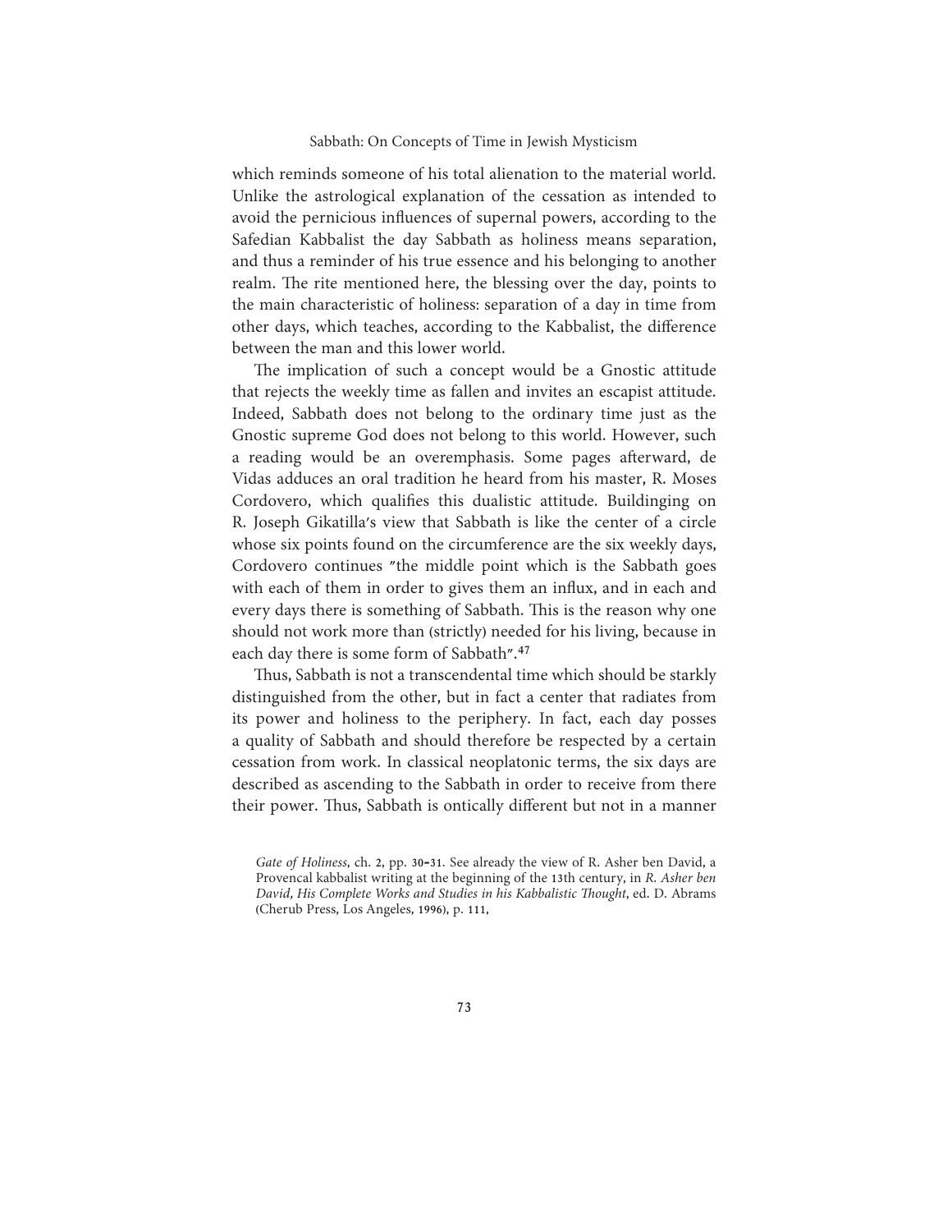which reminds someone of his total alienation to the material world. Unlike the astrological explanation of the cessation as intended to avoid the pernicious influences of supernal powers, according to the Safedian Kabbalist the day Sabbath as holiness means separation, and thus a reminder of his true essence and his belonging to another realm. The rite mentioned here, the blessing over the day, points to the main characteristic of holiness: separation of a day in time from other days, which teaches, according to the Kabbalist, the difference between the man and this lower world.

The implication of such a concept would be a Gnostic attitude that rejects the weekly time as fallen and invites an escapist attitude. Indeed, Sabbath does not belong to the ordinary time just as the Gnostic supreme God does not belong to this world. However, such a reading would be an overemphasis. Some pages afterward, de Vidas adduces an oral tradition he heard from his master, R. Moses Cordovero, which qualifies this dualistic attitude. Buildinging on R. Joseph Gikatilla's view that Sabbath is like the center of a circle whose six points found on the circumference are the six weekly days, Cordovero continues "the middle point which is the Sabbath goes with each of them in order to gives them an influx, and in each and every days there is something of Sabbath. This is the reason why one should not work more than (strictly) needed for his living, because in each day there is some form of Sabbath".[47]

Thus, Sabbath is not a transcendental time which should be starkly distinguished from the other, but in fact a center that radiates from its power and holiness to the periphery. In fact, each day posses a quality of Sabbath and should therefore be respected by a certain cessation from work. In classical neoplatonic terms, the six days are described as ascending to the Sabbath in order to receive from there their power. Thus, Sabbath is ontically different but not in a manner

*Gate of Holiness*, ch. 2, pp. 30–31. See already the view of R. Asher ben David, a Provencal kabbalist writing at the beginning of the 13th century, in *R. Asher ben David, His Complete Works and Studies in his Kabbalistic Thought*, ed. D. Abrams (Cherub Press, Los Angeles, 1996), p. 111,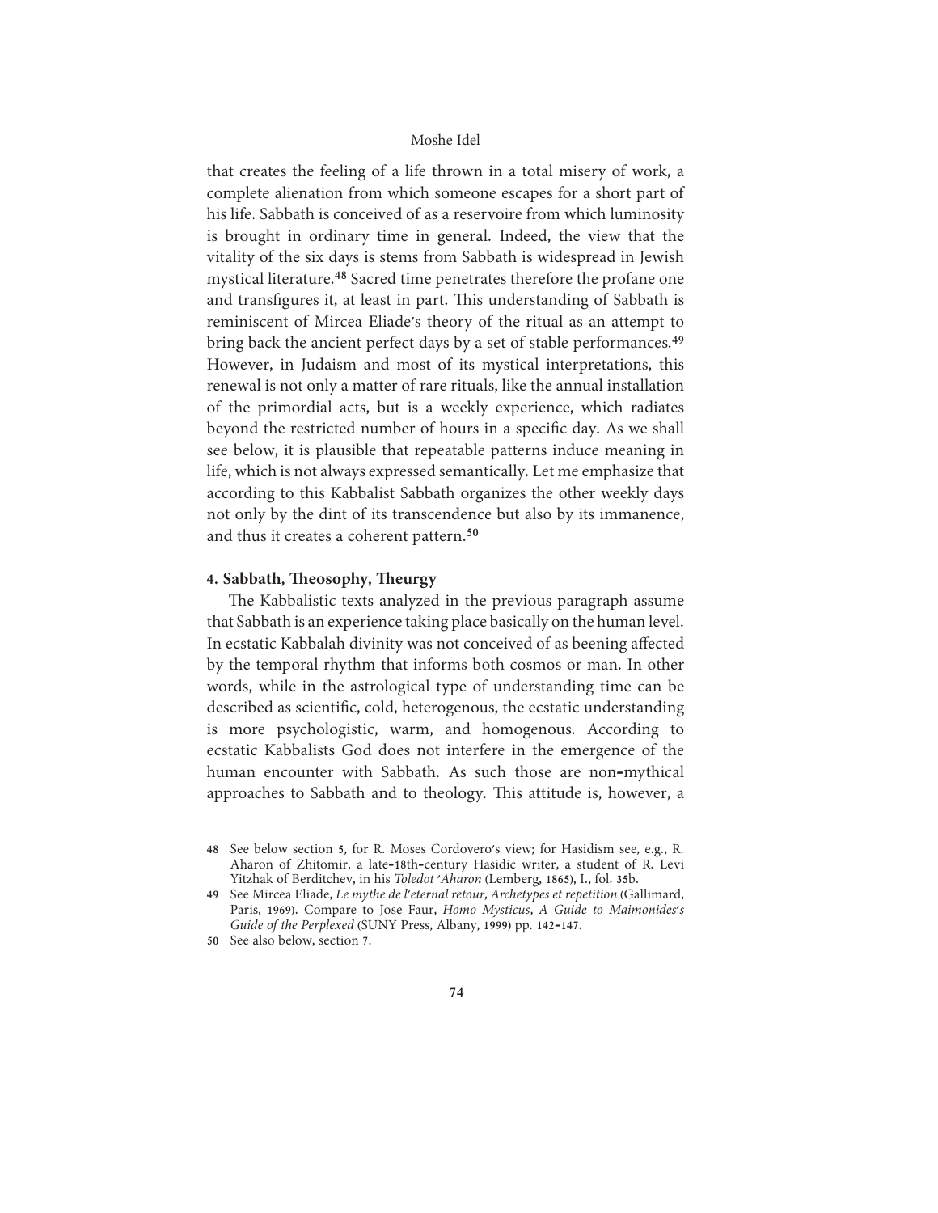that creates the feeling of a life thrown in a total misery of work, a complete alienation from which someone escapes for a short part of his life. Sabbath is conceived of as a reservoire from which luminosity is brought in ordinary time in general. Indeed, the view that the vitality of the six days is stems from Sabbath is widespread in Jewish mystical literature.[48] Sacred time penetrates therefore the profane one and transfigures it, at least in part. This understanding of Sabbath is reminiscent of Mircea Eliade's theory of the ritual as an attempt to bring back the ancient perfect days by a set of stable performances.[49] However, in Judaism and most of its mystical interpretations, this renewal is not only a matter of rare rituals, like the annual installation of the primordial acts, but is a weekly experience, which radiates beyond the restricted number of hours in a specific day. As we shall see below, it is plausible that repeatable patterns induce meaning in life, which is not always expressed semantically. Let me emphasize that according to this Kabbalist Sabbath organizes the other weekly days not only by the dint of its transcendence but also by its immanence, and thus it creates a coherent pattern.[50]

## 4. Sabbath, Theosophy, Theurgy

The Kabbalistic texts analyzed in the previous paragraph assume that Sabbath is an experience taking place basically on the human level. In ecstatic Kabbalah divinity was not conceived of as beening affected by the temporal rhythm that informs both cosmos or man. In other words, while in the astrological type of understanding time can be described as scientific, cold, heterogenous, the ecstatic understanding is more psychologistic, warm, and homogenous. According to ecstatic Kabbalists God does not interfere in the emergence of the human encounter with Sabbath. As such those are non-mythical approaches to Sabbath and to theology. This attitude is, however, a

48 See below section 5, for R. Moses Cordovero's view; for Hasidism see, e.g., R. Aharon of Zhitomir, a late-18th-century Hasidic writer, a student of R. Levi Yitzhak of Berditchev, in his *Toledot 'Aharon* (Lemberg, 1865), I., fol. 35b.

49 See Mircea Eliade, *Le mythe de l'eternal retour, Archetypes et repetition* (Gallimard, Paris, 1969). Compare to Jose Faur, *Homo Mysticus, A Guide to Maimonides's Guide of the Perplexed* (SUNY Press, Albany, 1999) pp. 142-147.

50 See also below, section 7.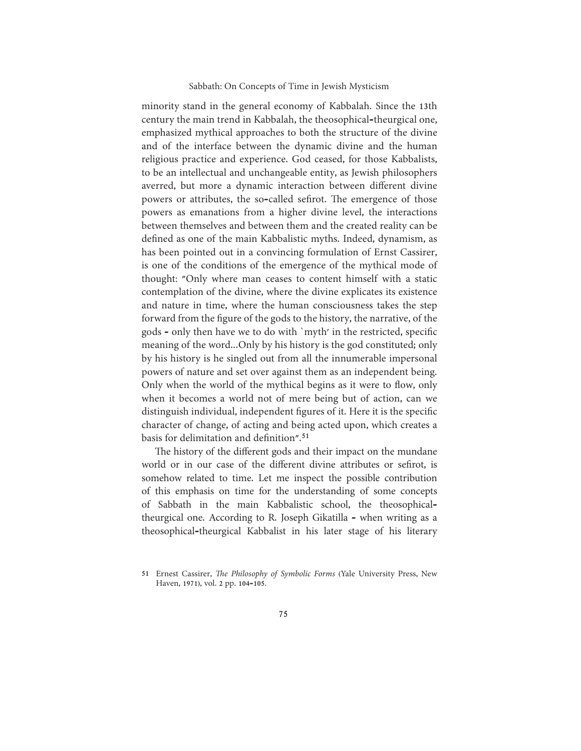minority stand in the general economy of Kabbalah. Since the 13th century the main trend in Kabbalah, the theosophical-theurgical one, emphasized mythical approaches to both the structure of the divine and of the interface between the dynamic divine and the human religious practice and experience. God ceased, for those Kabbalists, to be an intellectual and unchangeable entity, as Jewish philosophers averred, but more a dynamic interaction between different divine powers or attributes, the so-called sefirot. The emergence of those powers as emanations from a higher divine level, the interactions between themselves and between them and the created reality can be defined as one of the main Kabbalistic myths. Indeed, dynamism, as has been pointed out in a convincing formulation of Ernst Cassirer, is one of the conditions of the emergence of the mythical mode of thought: "Only where man ceases to content himself with a static contemplation of the divine, where the divine explicates its existence and nature in time, where the human consciousness takes the step forward from the figure of the gods to the history, the narrative, of the gods - only then have we to do with `myth' in the restricted, specific meaning of the word...Only by his history is the god constituted; only by his history is he singled out from all the innumerable impersonal powers of nature and set over against them as an independent being. Only when the world of the mythical begins as it were to flow, only when it becomes a world not of mere being but of action, can we distinguish individual, independent figures of it. Here it is the specific character of change, of acting and being acted upon, which creates a basis for delimitation and definition".[51]

The history of the different gods and their impact on the mundane world or in our case of the different divine attributes or sefirot, is somehow related to time. Let me inspect the possible contribution of this emphasis on time for the understanding of some concepts of Sabbath in the main Kabbalistic school, the theosophical-theurgical one. According to R. Joseph Gikatilla - when writing as a theosophical-theurgical Kabbalist in his later stage of his literary

---

51 Ernest Cassirer, *The Philosophy of Symbolic Forms* (Yale University Press, New Haven, 1971), vol. 2 pp. 104-105.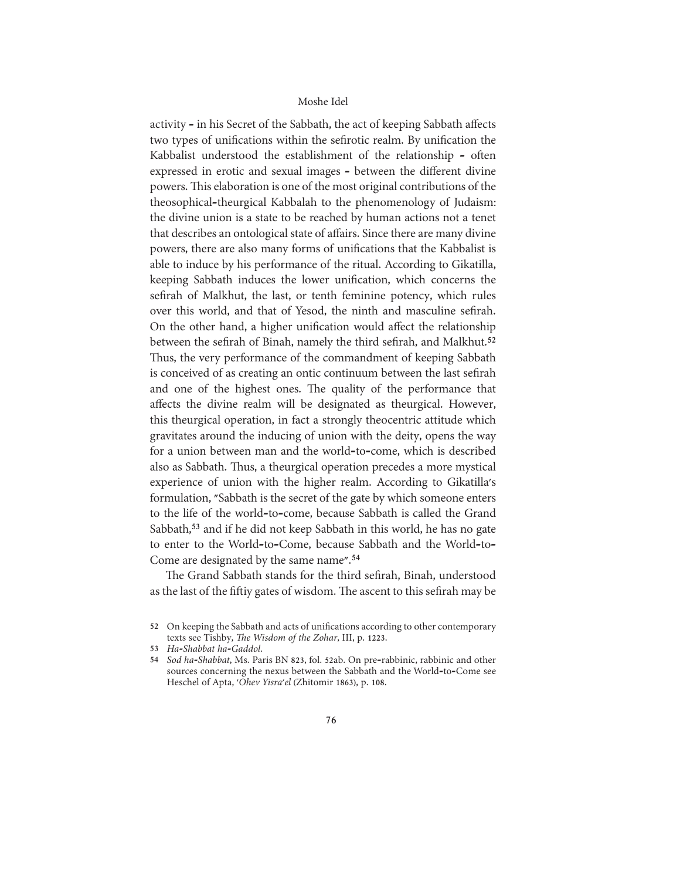activity - in his Secret of the Sabbath, the act of keeping Sabbath affects two types of unifications within the sefirotic realm. By unification the Kabbalist understood the establishment of the relationship - often expressed in erotic and sexual images - between the different divine powers. This elaboration is one of the most original contributions of the theosophical-theurgical Kabbalah to the phenomenology of Judaism: the divine union is a state to be reached by human actions not a tenet that describes an ontological state of affairs. Since there are many divine powers, there are also many forms of unifications that the Kabbalist is able to induce by his performance of the ritual. According to Gikatilla, keeping Sabbath induces the lower unification, which concerns the sefirah of Malkhut, the last, or tenth feminine potency, which rules over this world, and that of Yesod, the ninth and masculine sefirah. On the other hand, a higher unification would affect the relationship between the sefirah of Binah, namely the third sefirah, and Malkhut.[52] Thus, the very performance of the commandment of keeping Sabbath is conceived of as creating an ontic continuum between the last sefirah and one of the highest ones. The quality of the performance that affects the divine realm will be designated as theurgical. However, this theurgical operation, in fact a strongly theocentric attitude which gravitates around the inducing of union with the deity, opens the way for a union between man and the world-to-come, which is described also as Sabbath. Thus, a theurgical operation precedes a more mystical experience of union with the higher realm. According to Gikatilla's formulation, "Sabbath is the secret of the gate by which someone enters to the life of the world-to-come, because Sabbath is called the Grand Sabbath,[53] and if he did not keep Sabbath in this world, he has no gate to enter to the World-to-Come, because Sabbath and the World-to-Come are designated by the same name".[54]

The Grand Sabbath stands for the third sefirah, Binah, understood as the last of the fiftiy gates of wisdom. The ascent to this sefirah may be

52 On keeping the Sabbath and acts of unifications according to other contemporary texts see Tishby, *The Wisdom of the Zohar*, III, p. 1223.

53 *Ha-Shabbat ha-Gaddol*.

54 *Sod ha-Shabbat*, Ms. Paris BN 823, fol. 52ab. On pre-rabbinic, rabbinic and other sources concerning the nexus between the Sabbath and the World-to-Come see Heschel of Apta, *'Ohev Yisra'el* (Zhitomir 1863), p. 108.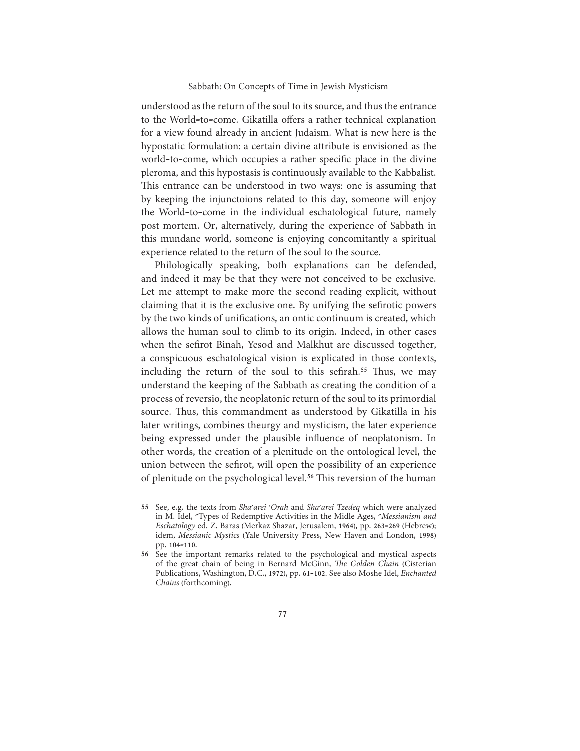understood as the return of the soul to its source, and thus the entrance to the World-to-come. Gikatilla offers a rather technical explanation for a view found already in ancient Judaism. What is new here is the hypostatic formulation: a certain divine attribute is envisioned as the world-to-come, which occupies a rather specific place in the divine pleroma, and this hypostasis is continuously available to the Kabbalist. This entrance can be understood in two ways: one is assuming that by keeping the injunctoions related to this day, someone will enjoy the World-to-come in the individual eschatological future, namely post mortem. Or, alternatively, during the experience of Sabbath in this mundane world, someone is enjoying concomitantly a spiritual experience related to the return of the soul to the source.

Philologically speaking, both explanations can be defended, and indeed it may be that they were not conceived to be exclusive. Let me attempt to make more the second reading explicit, without claiming that it is the exclusive one. By unifying the sefirotic powers by the two kinds of unifications, an ontic continuum is created, which allows the human soul to climb to its origin. Indeed, in other cases when the sefirot Binah, Yesod and Malkhut are discussed together, a conspicuous eschatological vision is explicated in those contexts, including the return of the soul to this sefirah.[55] Thus, we may understand the keeping of the Sabbath as creating the condition of a process of reversio, the neoplatonic return of the soul to its primordial source. Thus, this commandment as understood by Gikatilla in his later writings, combines theurgy and mysticism, the later experience being expressed under the plausible influence of neoplatonism. In other words, the creation of a plenitude on the ontological level, the union between the sefirot, will open the possibility of an experience of plenitude on the psychological level.[56] This reversion of the human

55 See, e.g. the texts from *Sha'arei 'Orah* and *Sha'arei Tzedeq* which were analyzed in M. Idel, "Types of Redemptive Activities in the Midle Ages, "*Messianism and Eschatology* ed. Z. Baras (Merkaz Shazar, Jerusalem, 1964), pp. 263-269 (Hebrew); idem, *Messianic Mystics* (Yale University Press, New Haven and London, 1998) pp. 104-110.

56 See the important remarks related to the psychological and mystical aspects of the great chain of being in Bernard McGinn, *The Golden Chain* (Cisterian Publications, Washington, D.C., 1972), pp. 61-102. See also Moshe Idel, *Enchanted Chains* (forthcoming).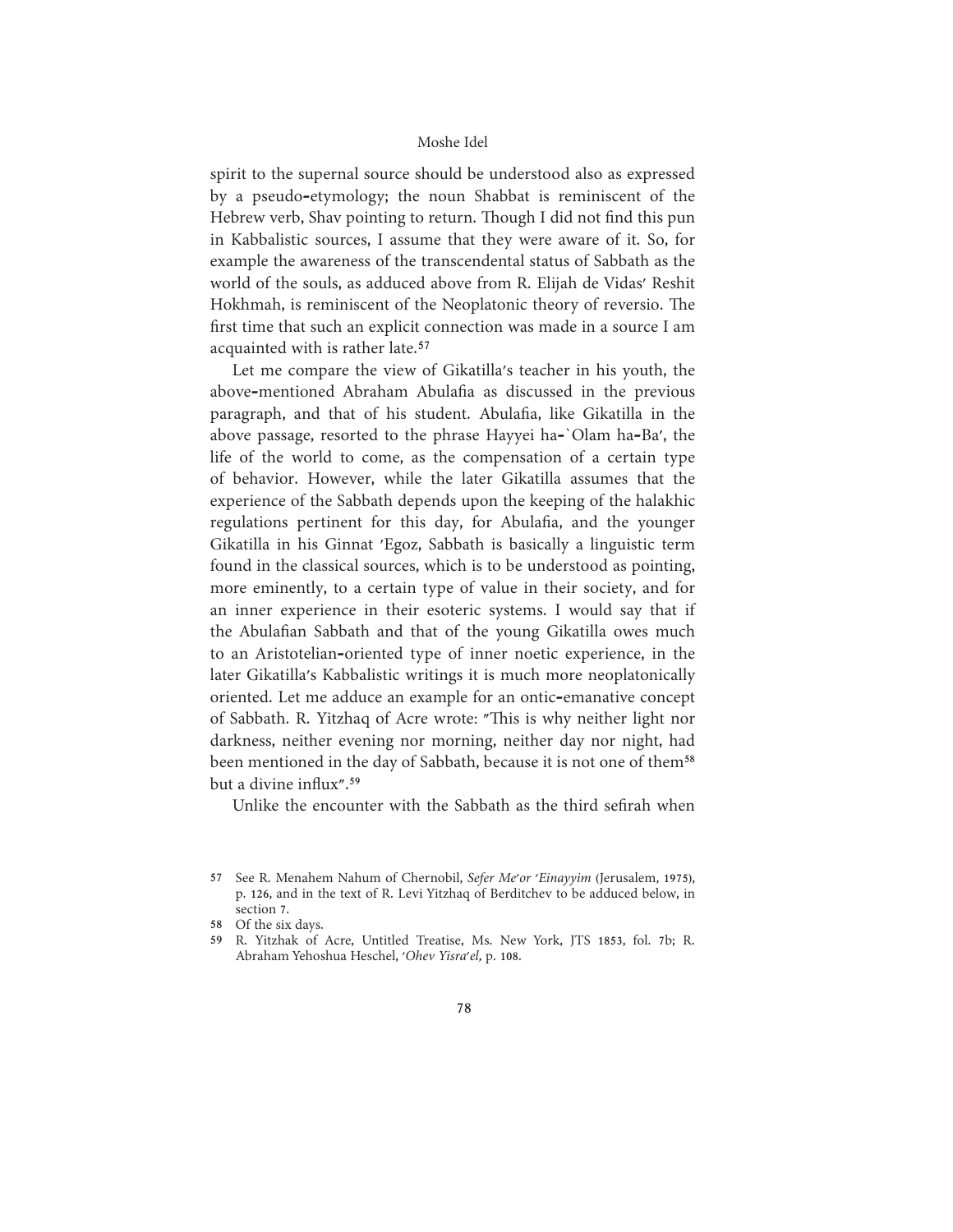spirit to the supernal source should be understood also as expressed by a pseudo-etymology; the noun Shabbat is reminiscent of the Hebrew verb, Shav pointing to return. Though I did not find this pun in Kabbalistic sources, I assume that they were aware of it. So, for example the awareness of the transcendental status of Sabbath as the world of the souls, as adduced above from R. Elijah de Vidas' Reshit Hokhmah, is reminiscent of the Neoplatonic theory of reversio. The first time that such an explicit connection was made in a source I am acquainted with is rather late.[57]

Let me compare the view of Gikatilla's teacher in his youth, the above-mentioned Abraham Abulafia as discussed in the previous paragraph, and that of his student. Abulafia, like Gikatilla in the above passage, resorted to the phrase Hayyei ha-`Olam ha-Ba', the life of the world to come, as the compensation of a certain type of behavior. However, while the later Gikatilla assumes that the experience of the Sabbath depends upon the keeping of the halakhic regulations pertinent for this day, for Abulafia, and the younger Gikatilla in his Ginnat 'Egoz, Sabbath is basically a linguistic term found in the classical sources, which is to be understood as pointing, more eminently, to a certain type of value in their society, and for an inner experience in their esoteric systems. I would say that if the Abulafian Sabbath and that of the young Gikatilla owes much to an Aristotelian-oriented type of inner noetic experience, in the later Gikatilla's Kabbalistic writings it is much more neoplatonically oriented. Let me adduce an example for an ontic-emanative concept of Sabbath. R. Yitzhaq of Acre wrote: "This is why neither light nor darkness, neither evening nor morning, neither day nor night, had been mentioned in the day of Sabbath, because it is not one of them[58] but a divine influx".[59]

Unlike the encounter with the Sabbath as the third sefirah when

---

57 See R. Menahem Nahum of Chernobil, *Sefer Me'or 'Einayyim* (Jerusalem, 1975), p. 126, and in the text of R. Levi Yitzhaq of Berditchev to be adduced below, in section 7.

58 Of the six days.

59 R. Yitzhak of Acre, Untitled Treatise, Ms. New York, JTS 1853, fol. 7b; R. Abraham Yehoshua Heschel, *'Ohev Yisra'el,* p. 108.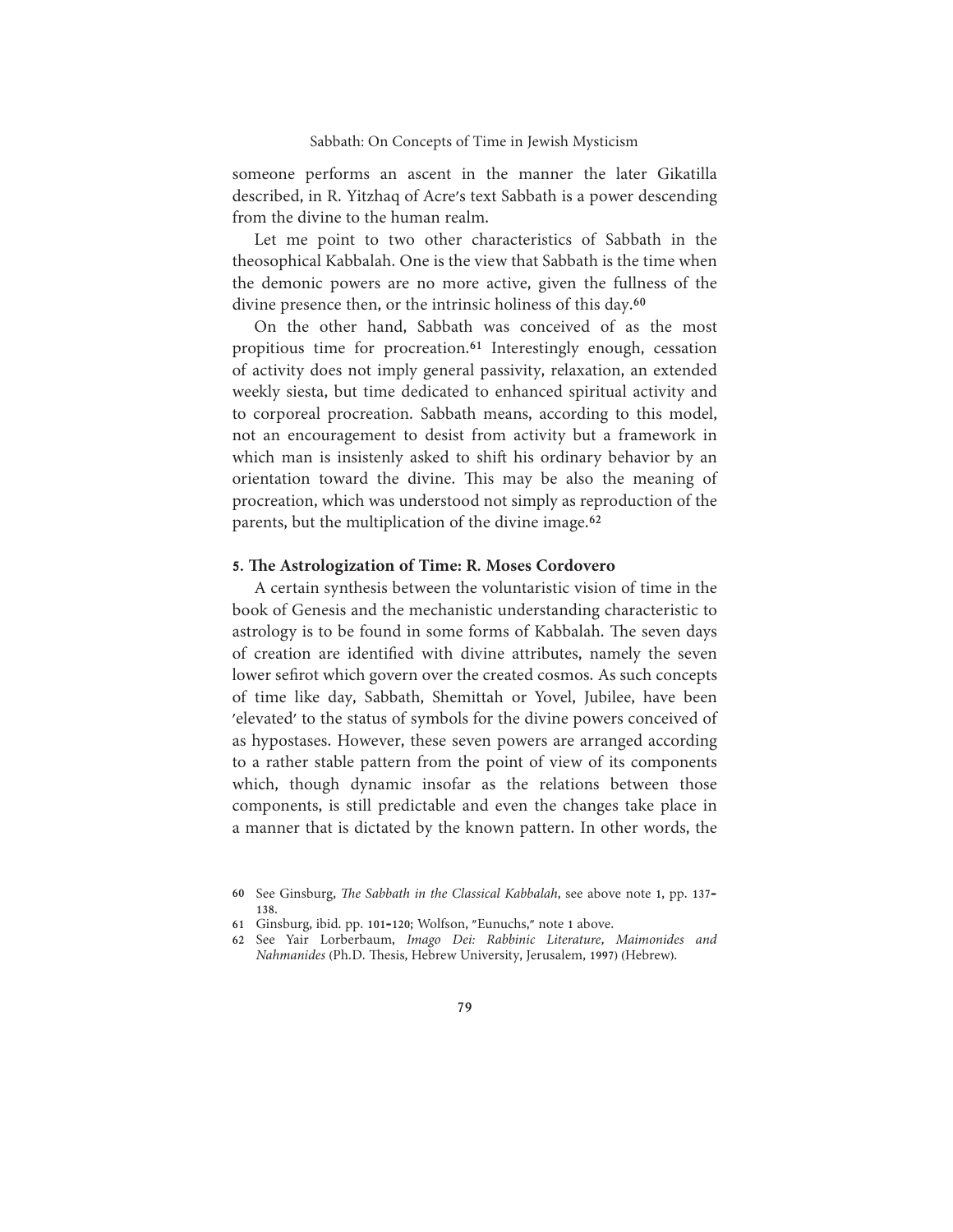someone performs an ascent in the manner the later Gikatilla described, in R. Yitzhaq of Acre's text Sabbath is a power descending from the divine to the human realm.

Let me point to two other characteristics of Sabbath in the theosophical Kabbalah. One is the view that Sabbath is the time when the demonic powers are no more active, given the fullness of the divine presence then, or the intrinsic holiness of this day.[60]

On the other hand, Sabbath was conceived of as the most propitious time for procreation.[61] Interestingly enough, cessation of activity does not imply general passivity, relaxation, an extended weekly siesta, but time dedicated to enhanced spiritual activity and to corporeal procreation. Sabbath means, according to this model, not an encouragement to desist from activity but a framework in which man is insistenly asked to shift his ordinary behavior by an orientation toward the divine. This may be also the meaning of procreation, which was understood not simply as reproduction of the parents, but the multiplication of the divine image.[62]

### 5. The Astrologization of Time: R. Moses Cordovero

A certain synthesis between the voluntaristic vision of time in the book of Genesis and the mechanistic understanding characteristic to astrology is to be found in some forms of Kabbalah. The seven days of creation are identified with divine attributes, namely the seven lower sefirot which govern over the created cosmos. As such concepts of time like day, Sabbath, Shemittah or Yovel, Jubilee, have been 'elevated' to the status of symbols for the divine powers conceived of as hypostases. However, these seven powers are arranged according to a rather stable pattern from the point of view of its components which, though dynamic insofar as the relations between those components, is still predictable and even the changes take place in a manner that is dictated by the known pattern. In other words, the

---

60 See Ginsburg, *The Sabbath in the Classical Kabbalah*, see above note 1, pp. 137–138.

61 Ginsburg, ibid. pp. 101–120; Wolfson, "Eunuchs," note 1 above.

62 See Yair Lorberbaum, *Imago Dei: Rabbinic Literature, Maimonides and Nahmanides* (Ph.D. Thesis, Hebrew University, Jerusalem, 1997) (Hebrew).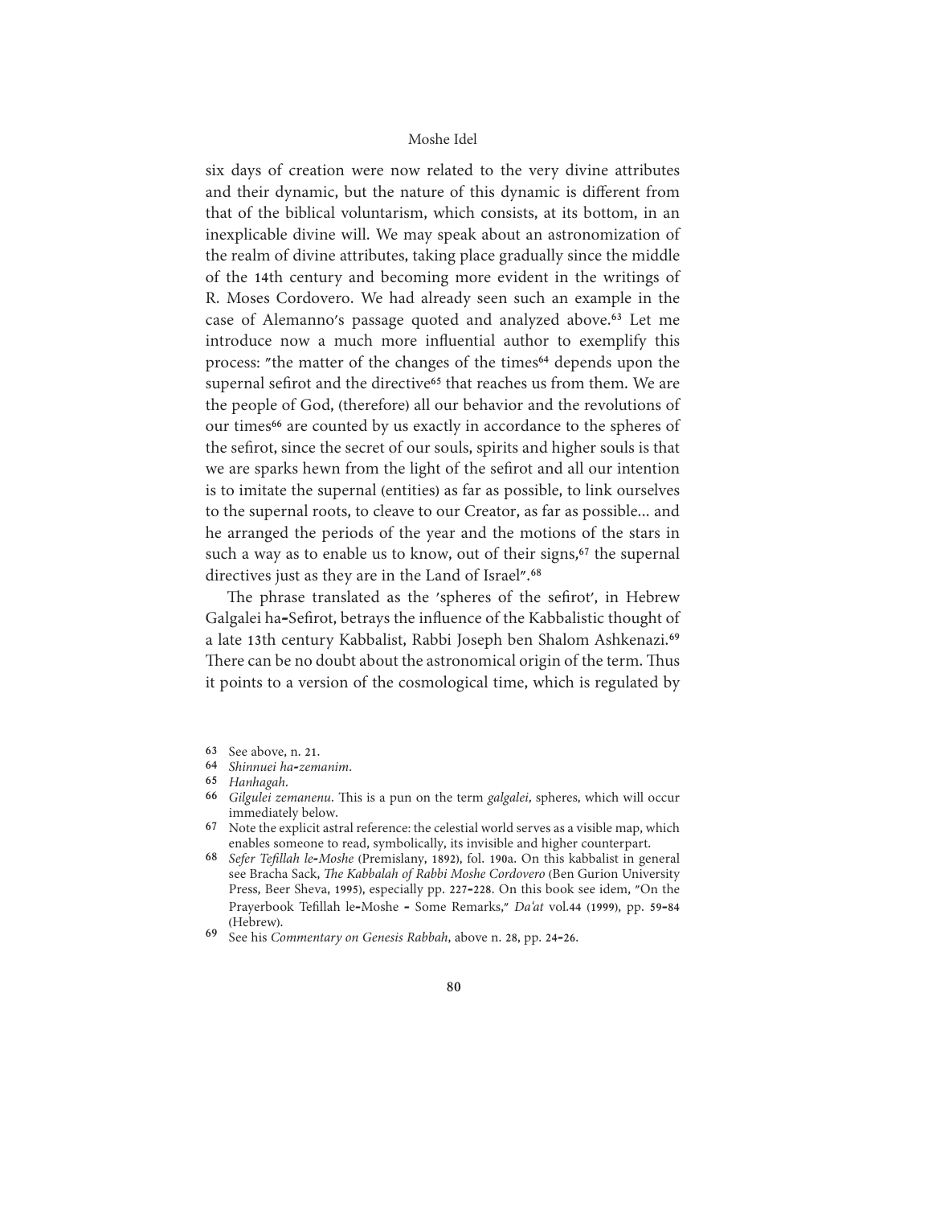six days of creation were now related to the very divine attributes and their dynamic, but the nature of this dynamic is different from that of the biblical voluntarism, which consists, at its bottom, in an inexplicable divine will. We may speak about an astronomization of the realm of divine attributes, taking place gradually since the middle of the 14th century and becoming more evident in the writings of R. Moses Cordovero. We had already seen such an example in the case of Alemanno's passage quoted and analyzed above.[63] Let me introduce now a much more influential author to exemplify this process: "the matter of the changes of the times[64] depends upon the supernal sefirot and the directive[65] that reaches us from them. We are the people of God, (therefore) all our behavior and the revolutions of our times[66] are counted by us exactly in accordance to the spheres of the sefirot, since the secret of our souls, spirits and higher souls is that we are sparks hewn from the light of the sefirot and all our intention is to imitate the supernal (entities) as far as possible, to link ourselves to the supernal roots, to cleave to our Creator, as far as possible... and he arranged the periods of the year and the motions of the stars in such a way as to enable us to know, out of their signs,[67] the supernal directives just as they are in the Land of Israel".[68]

The phrase translated as the 'spheres of the sefirot', in Hebrew Galgalei ha-Sefirot, betrays the influence of the Kabbalistic thought of a late 13th century Kabbalist, Rabbi Joseph ben Shalom Ashkenazi.[69] There can be no doubt about the astronomical origin of the term. Thus it points to a version of the cosmological time, which is regulated by

63 See above, n. 21.

64 *Shinnuei ha-zemanim.*

65 *Hanhagah.*

66 *Gilgulei zemanenu.* This is a pun on the term *galgalei,* spheres, which will occur immediately below.

67 Note the explicit astral reference: the celestial world serves as a visible map, which enables someone to read, symbolically, its invisible and higher counterpart.

68 *Sefer Tefillah le-Moshe* (Premislany, 1892), fol. 190a. On this kabbalist in general see Bracha Sack, *The Kabbalah of Rabbi Moshe Cordovero* (Ben Gurion University Press, Beer Sheva, 1995), especially pp. 227-228. On this book see idem, "On the Prayerbook Tefillah le-Moshe - Some Remarks," *Da'at* vol.44 (1999), pp. 59-84 (Hebrew).

69 See his *Commentary on Genesis Rabbah*, above n. 28, pp. 24-26.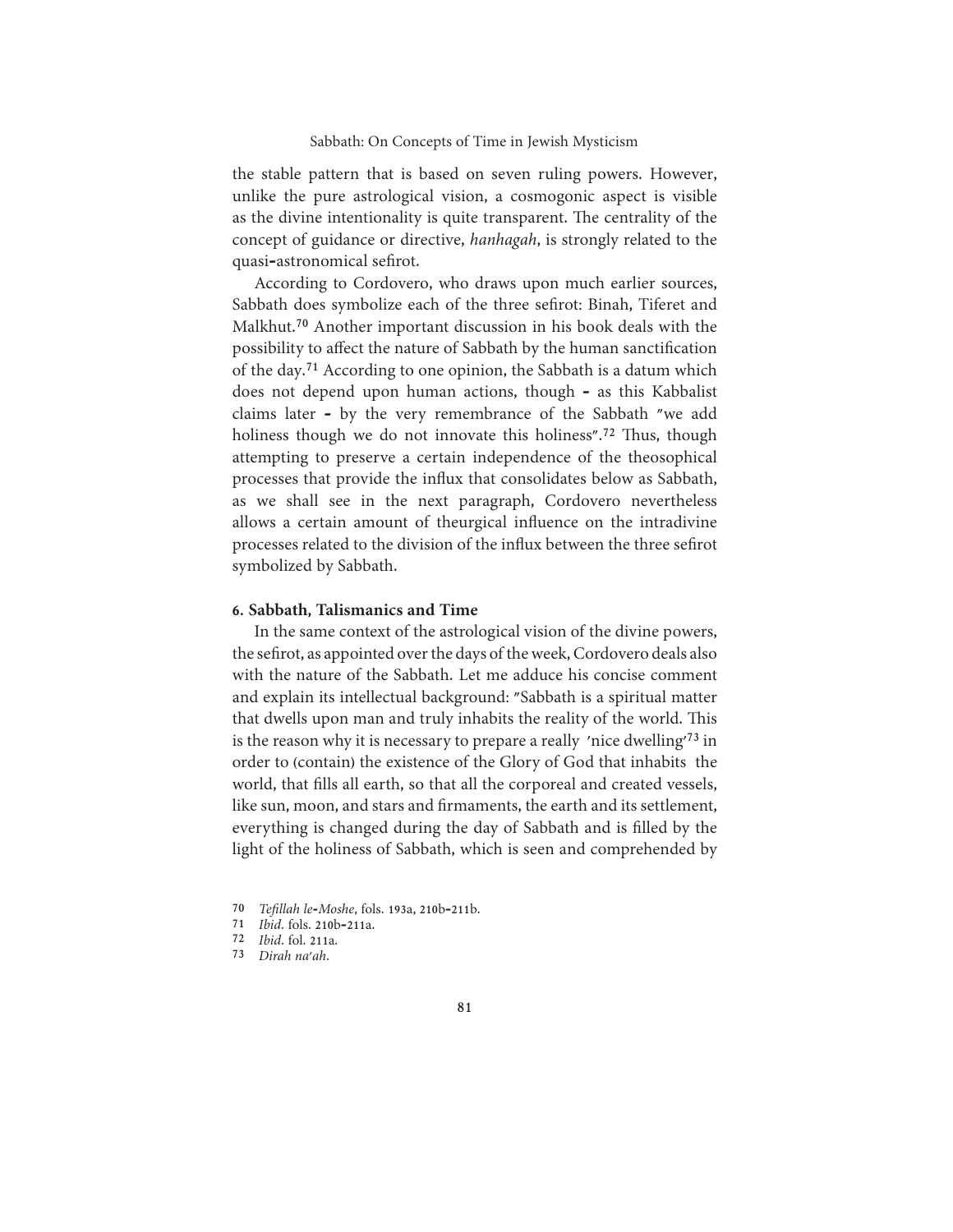the stable pattern that is based on seven ruling powers. However, unlike the pure astrological vision, a cosmogonic aspect is visible as the divine intentionality is quite transparent. The centrality of the concept of guidance or directive, *hanhagah*, is strongly related to the quasi-astronomical sefirot.

According to Cordovero, who draws upon much earlier sources, Sabbath does symbolize each of the three sefirot: Binah, Tiferet and Malkhut.[70] Another important discussion in his book deals with the possibility to affect the nature of Sabbath by the human sanctification of the day.[71] According to one opinion, the Sabbath is a datum which does not depend upon human actions, though - as this Kabbalist claims later - by the very remembrance of the Sabbath "we add holiness though we do not innovate this holiness".[72] Thus, though attempting to preserve a certain independence of the theosophical processes that provide the influx that consolidates below as Sabbath, as we shall see in the next paragraph, Cordovero nevertheless allows a certain amount of theurgical influence on the intradivine processes related to the division of the influx between the three sefirot symbolized by Sabbath.

### 6. Sabbath, Talismanics and Time

In the same context of the astrological vision of the divine powers, the sefirot, as appointed over the days of the week, Cordovero deals also with the nature of the Sabbath. Let me adduce his concise comment and explain its intellectual background: "Sabbath is a spiritual matter that dwells upon man and truly inhabits the reality of the world. This is the reason why it is necessary to prepare a really 'nice dwelling'[73] in order to (contain) the existence of the Glory of God that inhabits the world, that fills all earth, so that all the corporeal and created vessels, like sun, moon, and stars and firmaments, the earth and its settlement, everything is changed during the day of Sabbath and is filled by the light of the holiness of Sabbath, which is seen and comprehended by

70 *Tefillah le-Moshe*, fols. 193a, 210b-211b.
71 *Ibid.* fols. 210b-211a.
72 *Ibid.* fol. 211a.
73 *Dirah na'ah*.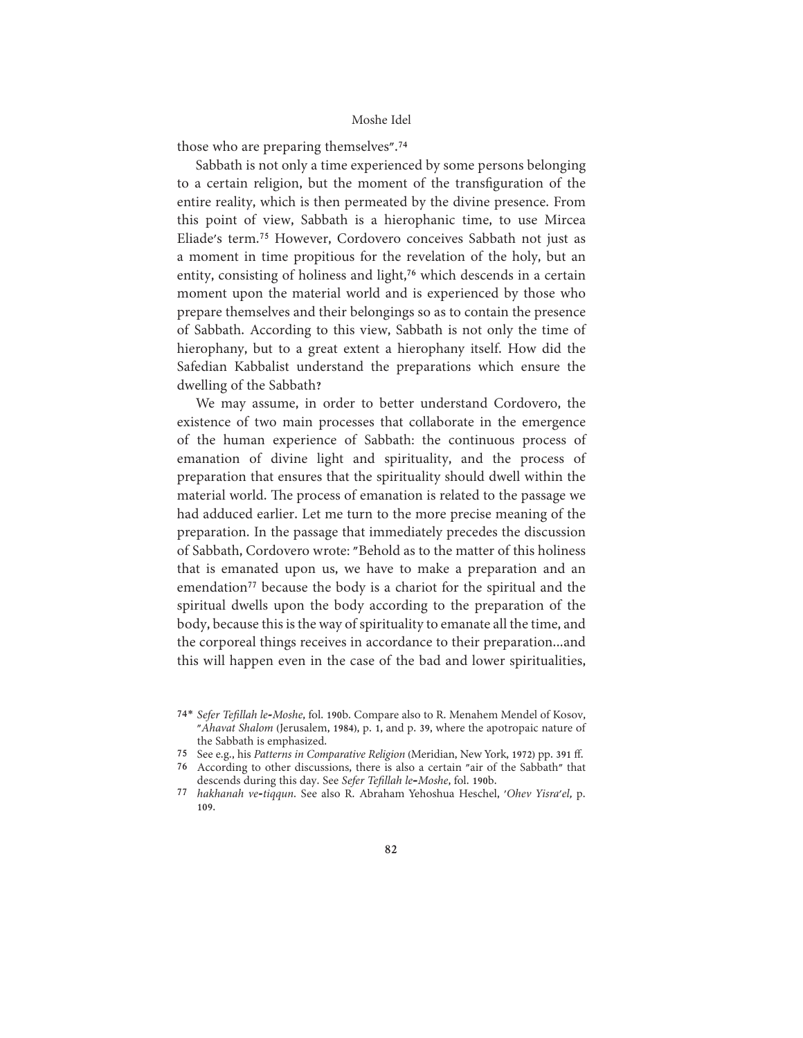those who are preparing themselves".[74]

Sabbath is not only a time experienced by some persons belonging to a certain religion, but the moment of the transfiguration of the entire reality, which is then permeated by the divine presence. From this point of view, Sabbath is a hierophanic time, to use Mircea Eliade's term.[75] However, Cordovero conceives Sabbath not just as a moment in time propitious for the revelation of the holy, but an entity, consisting of holiness and light,[76] which descends in a certain moment upon the material world and is experienced by those who prepare themselves and their belongings so as to contain the presence of Sabbath. According to this view, Sabbath is not only the time of hierophany, but to a great extent a hierophany itself. How did the Safedian Kabbalist understand the preparations which ensure the dwelling of the Sabbath?

We may assume, in order to better understand Cordovero, the existence of two main processes that collaborate in the emergence of the human experience of Sabbath: the continuous process of emanation of divine light and spirituality, and the process of preparation that ensures that the spirituality should dwell within the material world. The process of emanation is related to the passage we had adduced earlier. Let me turn to the more precise meaning of the preparation. In the passage that immediately precedes the discussion of Sabbath, Cordovero wrote: "Behold as to the matter of this holiness that is emanated upon us, we have to make a preparation and an emendation[77] because the body is a chariot for the spiritual and the spiritual dwells upon the body according to the preparation of the body, because this is the way of spirituality to emanate all the time, and the corporeal things receives in accordance to their preparation...and this will happen even in the case of the bad and lower spiritualities,

---

74* *Sefer Tefillah le-Moshe*, fol. 190b. Compare also to R. Menahem Mendel of Kosov, "*Ahavat Shalom* (Jerusalem, 1984), p. 1, and p. 39, where the apotropaic nature of the Sabbath is emphasized.

75 See e.g., his *Patterns in Comparative Religion* (Meridian, New York, 1972) pp. 391 ff.

76 According to other discussions, there is also a certain "air of the Sabbath" that descends during this day. See *Sefer Tefillah le-Moshe*, fol. 190b.

77 *hakhanah ve-tiqqun*. See also R. Abraham Yehoshua Heschel, *'Ohev Yisra'el,* p. 109.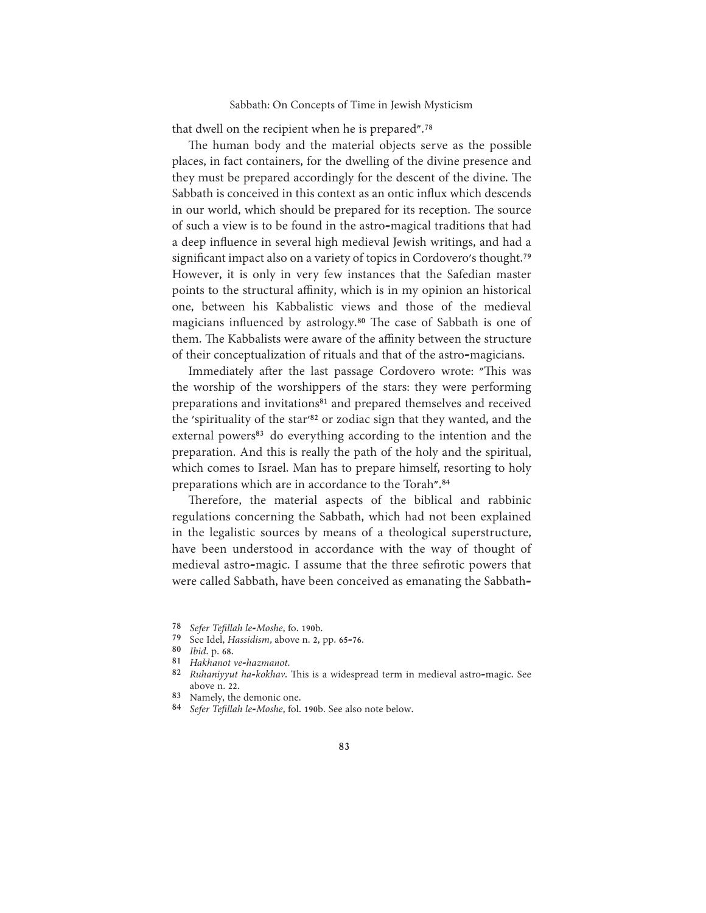that dwell on the recipient when he is prepared".[78]

The human body and the material objects serve as the possible places, in fact containers, for the dwelling of the divine presence and they must be prepared accordingly for the descent of the divine. The Sabbath is conceived in this context as an ontic influx which descends in our world, which should be prepared for its reception. The source of such a view is to be found in the astro-magical traditions that had a deep influence in several high medieval Jewish writings, and had a significant impact also on a variety of topics in Cordovero's thought.[79] However, it is only in very few instances that the Safedian master points to the structural affinity, which is in my opinion an historical one, between his Kabbalistic views and those of the medieval magicians influenced by astrology.[80] The case of Sabbath is one of them. The Kabbalists were aware of the affinity between the structure of their conceptualization of rituals and that of the astro-magicians.

Immediately after the last passage Cordovero wrote: "This was the worship of the worshippers of the stars: they were performing preparations and invitations[81] and prepared themselves and received the 'spirituality of the star'[82] or zodiac sign that they wanted, and the external powers[83] do everything according to the intention and the preparation. And this is really the path of the holy and the spiritual, which comes to Israel. Man has to prepare himself, resorting to holy preparations which are in accordance to the Torah".[84]

Therefore, the material aspects of the biblical and rabbinic regulations concerning the Sabbath, which had not been explained in the legalistic sources by means of a theological superstructure, have been understood in accordance with the way of thought of medieval astro-magic. I assume that the three sefirotic powers that were called Sabbath, have been conceived as emanating the Sabbath-

78 *Sefer Tefillah le-Moshe*, fo. 190b.

79 See Idel, *Hassidism*, above n. 2, pp. 65-76.

80 *Ibid*. p. 68.

81 *Hakhanot ve-hazmanot*.

82 *Ruhaniyyut ha-kokhav*. This is a widespread term in medieval astro-magic. See above n. 22.

83 Namely, the demonic one.

84 *Sefer Tefillah le-Moshe*, fol. 190b. See also note below.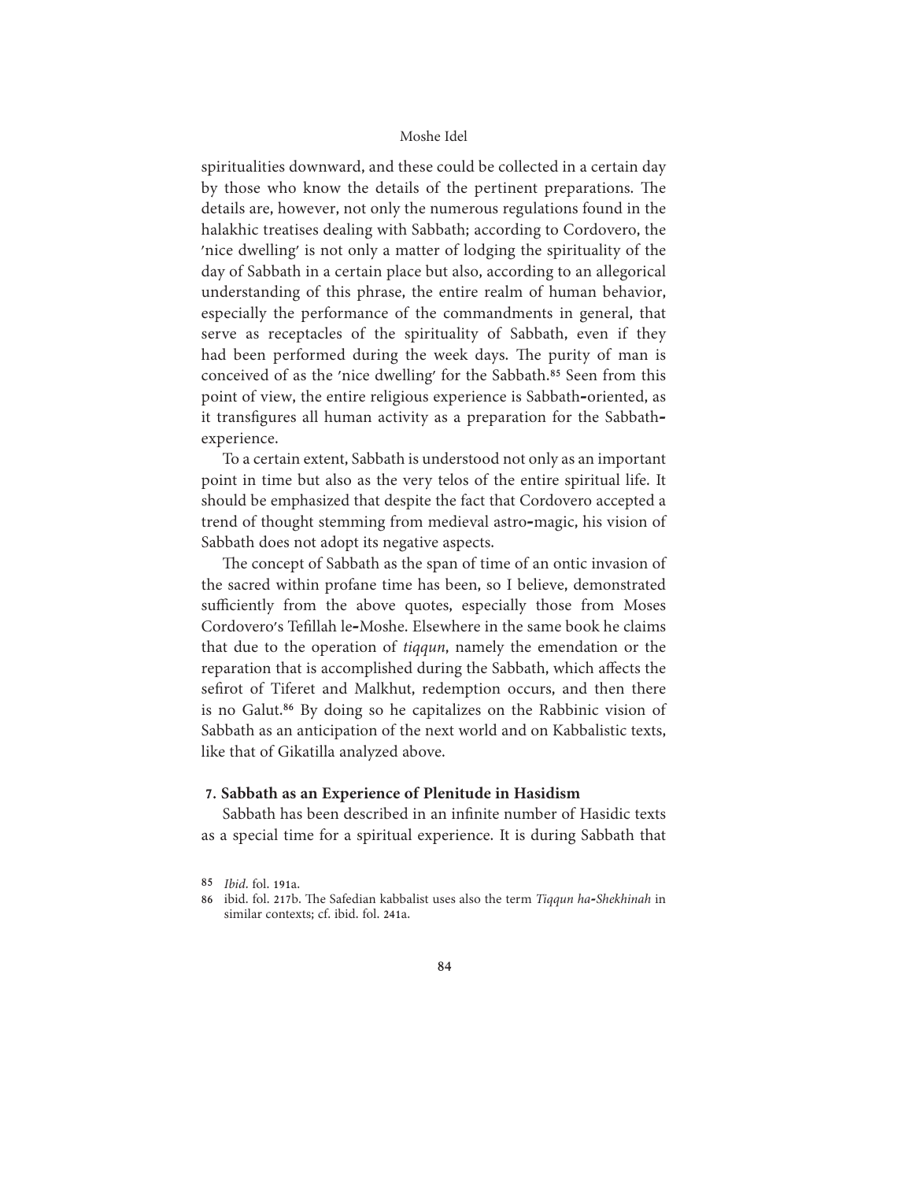spiritualities downward, and these could be collected in a certain day by those who know the details of the pertinent preparations. The details are, however, not only the numerous regulations found in the halakhic treatises dealing with Sabbath; according to Cordovero, the 'nice dwelling' is not only a matter of lodging the spirituality of the day of Sabbath in a certain place but also, according to an allegorical understanding of this phrase, the entire realm of human behavior, especially the performance of the commandments in general, that serve as receptacles of the spirituality of Sabbath, even if they had been performed during the week days. The purity of man is conceived of as the 'nice dwelling' for the Sabbath.[85] Seen from this point of view, the entire religious experience is Sabbath-oriented, as it transfigures all human activity as a preparation for the Sabbath-experience.

To a certain extent, Sabbath is understood not only as an important point in time but also as the very telos of the entire spiritual life. It should be emphasized that despite the fact that Cordovero accepted a trend of thought stemming from medieval astro-magic, his vision of Sabbath does not adopt its negative aspects.

The concept of Sabbath as the span of time of an ontic invasion of the sacred within profane time has been, so I believe, demonstrated sufficiently from the above quotes, especially those from Moses Cordovero's Tefillah le-Moshe. Elsewhere in the same book he claims that due to the operation of *tiqqun*, namely the emendation or the reparation that is accomplished during the Sabbath, which affects the sefirot of Tiferet and Malkhut, redemption occurs, and then there is no Galut.[86] By doing so he capitalizes on the Rabbinic vision of Sabbath as an anticipation of the next world and on Kabbalistic texts, like that of Gikatilla analyzed above.

### 7. Sabbath as an Experience of Plenitude in Hasidism

Sabbath has been described in an infinite number of Hasidic texts as a special time for a spiritual experience. It is during Sabbath that

---

85 *Ibid*. fol. 191a.

86 ibid. fol. 217b. The Safedian kabbalist uses also the term *Tiqqun ha-Shekhinah* in similar contexts; cf. ibid. fol. 241a.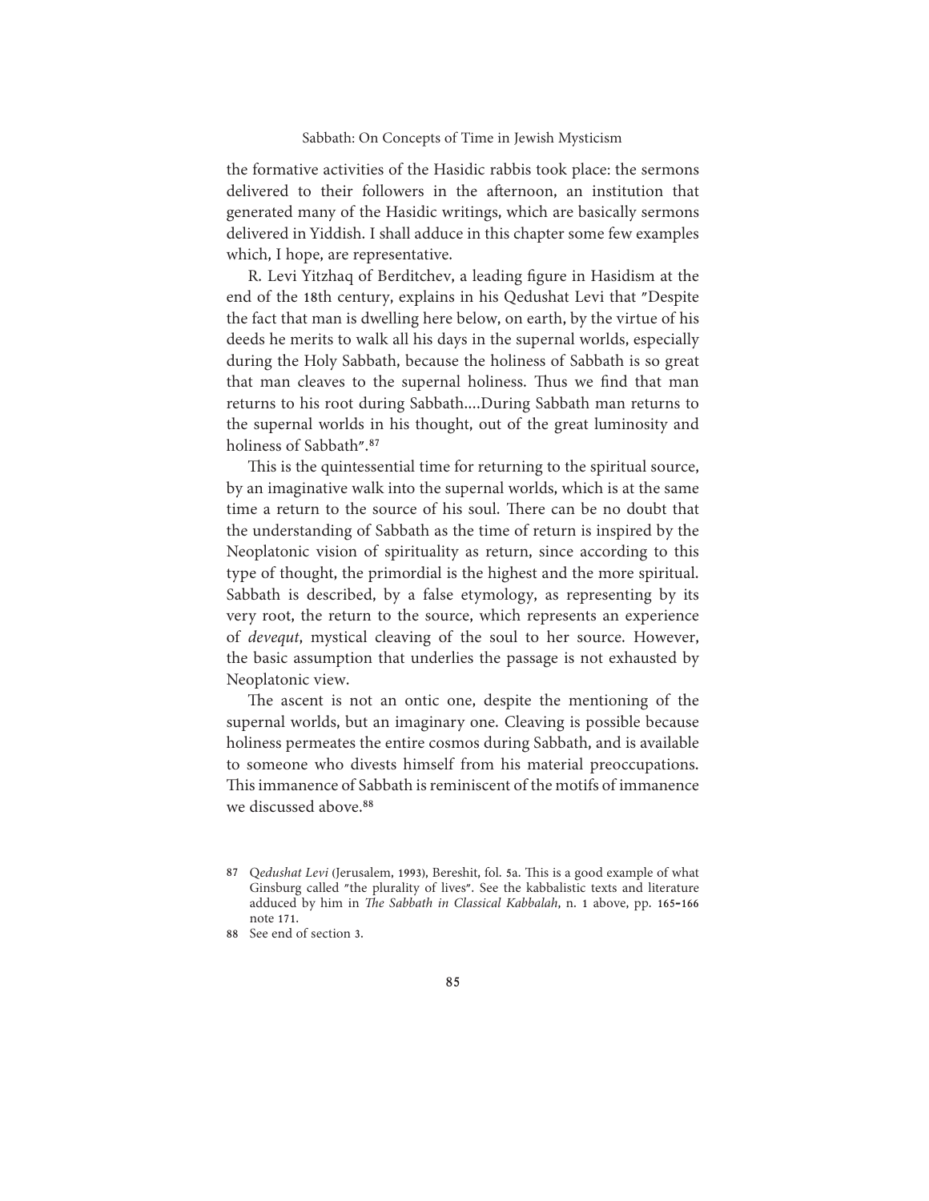the formative activities of the Hasidic rabbis took place: the sermons delivered to their followers in the afternoon, an institution that generated many of the Hasidic writings, which are basically sermons delivered in Yiddish. I shall adduce in this chapter some few examples which, I hope, are representative.

R. Levi Yitzhaq of Berditchev, a leading figure in Hasidism at the end of the 18th century, explains in his Qedushat Levi that "Despite the fact that man is dwelling here below, on earth, by the virtue of his deeds he merits to walk all his days in the supernal worlds, especially during the Holy Sabbath, because the holiness of Sabbath is so great that man cleaves to the supernal holiness. Thus we find that man returns to his root during Sabbath....During Sabbath man returns to the supernal worlds in his thought, out of the great luminosity and holiness of Sabbath".[87]

This is the quintessential time for returning to the spiritual source, by an imaginative walk into the supernal worlds, which is at the same time a return to the source of his soul. There can be no doubt that the understanding of Sabbath as the time of return is inspired by the Neoplatonic vision of spirituality as return, since according to this type of thought, the primordial is the highest and the more spiritual. Sabbath is described, by a false etymology, as representing by its very root, the return to the source, which represents an experience of *devequt*, mystical cleaving of the soul to her source. However, the basic assumption that underlies the passage is not exhausted by Neoplatonic view.

The ascent is not an ontic one, despite the mentioning of the supernal worlds, but an imaginary one. Cleaving is possible because holiness permeates the entire cosmos during Sabbath, and is available to someone who divests himself from his material preoccupations. This immanence of Sabbath is reminiscent of the motifs of immanence we discussed above.[88]

---

87 Q*edushat Levi* (Jerusalem, 1993), Bereshit, fol. 5a. This is a good example of what Ginsburg called "the plurality of lives". See the kabbalistic texts and literature adduced by him in *The Sabbath in Classical Kabbalah*, n. 1 above, pp. 165-166 note 171.

88 See end of section 3.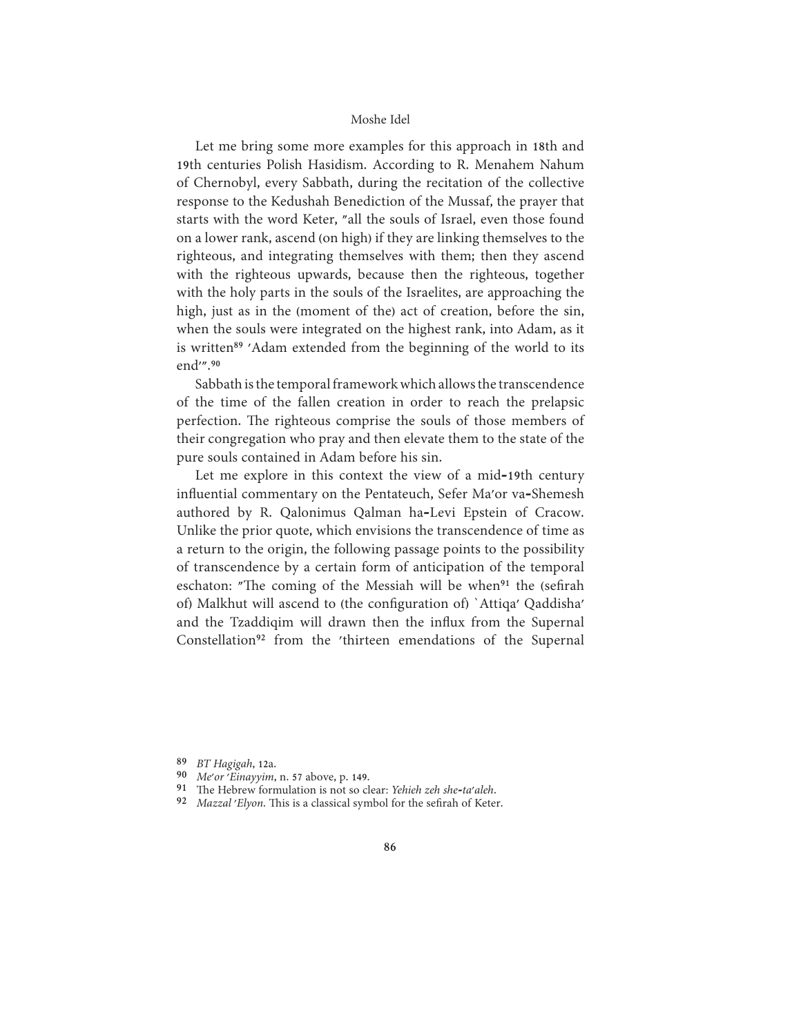Let me bring some more examples for this approach in 18th and 19th centuries Polish Hasidism. According to R. Menahem Nahum of Chernobyl, every Sabbath, during the recitation of the collective response to the Kedushah Benediction of the Mussaf, the prayer that starts with the word Keter, "all the souls of Israel, even those found on a lower rank, ascend (on high) if they are linking themselves to the righteous, and integrating themselves with them; then they ascend with the righteous upwards, because then the righteous, together with the holy parts in the souls of the Israelites, are approaching the high, just as in the (moment of the) act of creation, before the sin, when the souls were integrated on the highest rank, into Adam, as it is written[89] 'Adam extended from the beginning of the world to its end'".[90]

Sabbath is the temporal framework which allows the transcendence of the time of the fallen creation in order to reach the prelapsic perfection. The righteous comprise the souls of those members of their congregation who pray and then elevate them to the state of the pure souls contained in Adam before his sin.

Let me explore in this context the view of a mid-19th century influential commentary on the Pentateuch, Sefer Ma'or va-Shemesh authored by R. Qalonimus Qalman ha-Levi Epstein of Cracow. Unlike the prior quote, which envisions the transcendence of time as a return to the origin, the following passage points to the possibility of transcendence by a certain form of anticipation of the temporal eschaton: "The coming of the Messiah will be when[91] the (sefirah of) Malkhut will ascend to (the configuration of) `Attiqa' Qaddisha' and the Tzaddiqim will drawn then the influx from the Supernal Constellation[92] from the 'thirteen emendations of the Supernal

---

89 *BT Hagigah*, 12a.

90 *Me'or 'Einayyim*, n. 57 above, p. 149.

91 The Hebrew formulation is not so clear: *Yehieh zeh she-ta'aleh*.

92 *Mazzal 'Elyon*. This is a classical symbol for the sefirah of Keter.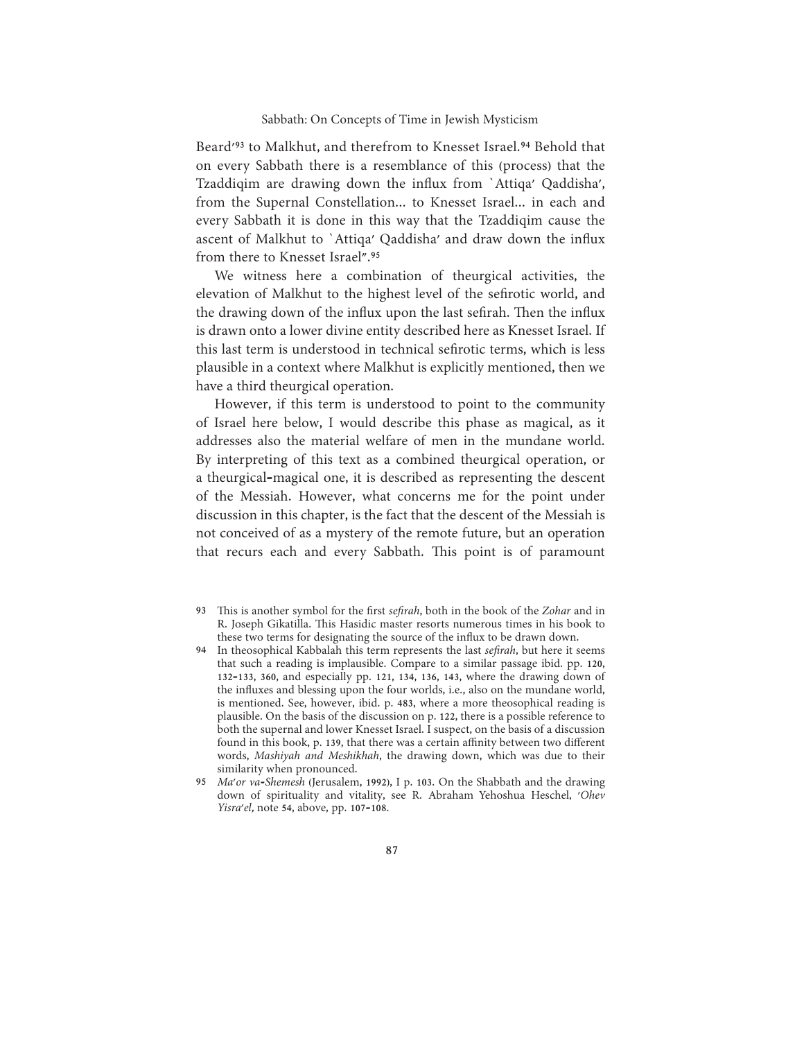Beard'[93] to Malkhut, and therefrom to Knesset Israel.[94] Behold that on every Sabbath there is a resemblance of this (process) that the Tzaddiqim are drawing down the influx from `Attiqa' Qaddisha', from the Supernal Constellation... to Knesset Israel... in each and every Sabbath it is done in this way that the Tzaddiqim cause the ascent of Malkhut to `Attiqa' Qaddisha' and draw down the influx from there to Knesset Israel".[95]

We witness here a combination of theurgical activities, the elevation of Malkhut to the highest level of the sefirotic world, and the drawing down of the influx upon the last sefirah. Then the influx is drawn onto a lower divine entity described here as Knesset Israel. If this last term is understood in technical sefirotic terms, which is less plausible in a context where Malkhut is explicitly mentioned, then we have a third theurgical operation.

However, if this term is understood to point to the community of Israel here below, I would describe this phase as magical, as it addresses also the material welfare of men in the mundane world. By interpreting of this text as a combined theurgical operation, or a theurgical-magical one, it is described as representing the descent of the Messiah. However, what concerns me for the point under discussion in this chapter, is the fact that the descent of the Messiah is not conceived of as a mystery of the remote future, but an operation that recurs each and every Sabbath. This point is of paramount

93 This is another symbol for the first *sefirah*, both in the book of the *Zohar* and in R. Joseph Gikatilla. This Hasidic master resorts numerous times in his book to these two terms for designating the source of the influx to be drawn down.

94 In theosophical Kabbalah this term represents the last *sefirah*, but here it seems that such a reading is implausible. Compare to a similar passage ibid. pp. 120, 132-133, 360, and especially pp. 121, 134, 136, 143, where the drawing down of the influxes and blessing upon the four worlds, i.e., also on the mundane world, is mentioned. See, however, ibid. p. 483, where a more theosophical reading is plausible. On the basis of the discussion on p. 122, there is a possible reference to both the supernal and lower Knesset Israel. I suspect, on the basis of a discussion found in this book, p. 139, that there was a certain affinity between two different words, *Mashiyah and Meshikhah*, the drawing down, which was due to their similarity when pronounced.

95 *Ma'or va-Shemesh* (Jerusalem, 1992), I p. 103. On the Shabbath and the drawing down of spirituality and vitality, see R. Abraham Yehoshua Heschel, *'Ohev Yisra'el,* note 54, above, pp. 107-108.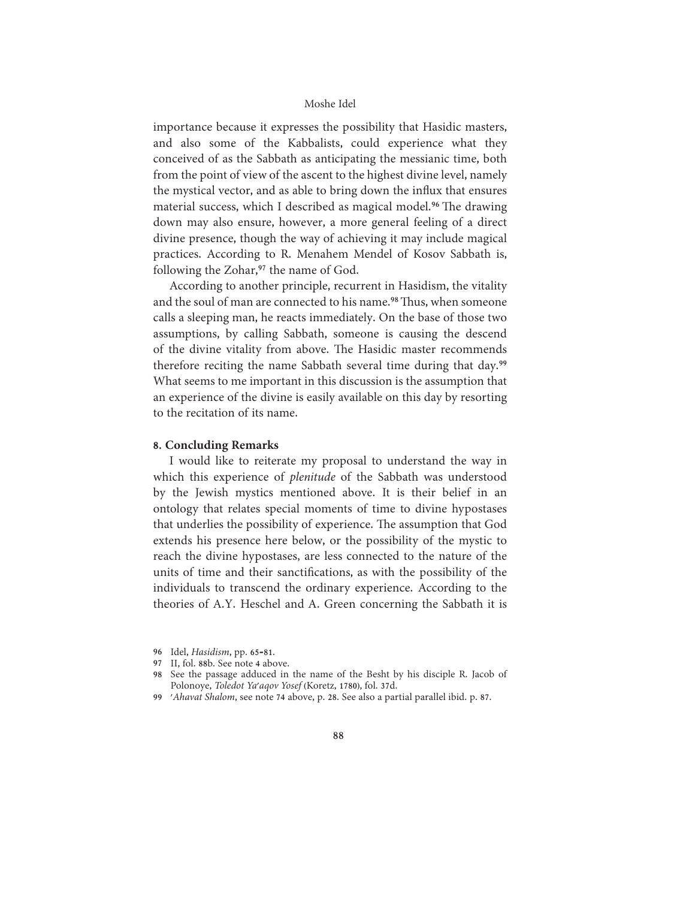importance because it expresses the possibility that Hasidic masters, and also some of the Kabbalists, could experience what they conceived of as the Sabbath as anticipating the messianic time, both from the point of view of the ascent to the highest divine level, namely the mystical vector, and as able to bring down the influx that ensures material success, which I described as magical model.[96] The drawing down may also ensure, however, a more general feeling of a direct divine presence, though the way of achieving it may include magical practices. According to R. Menahem Mendel of Kosov Sabbath is, following the Zohar,[97] the name of God.

According to another principle, recurrent in Hasidism, the vitality and the soul of man are connected to his name.[98] Thus, when someone calls a sleeping man, he reacts immediately. On the base of those two assumptions, by calling Sabbath, someone is causing the descend of the divine vitality from above. The Hasidic master recommends therefore reciting the name Sabbath several time during that day.[99] What seems to me important in this discussion is the assumption that an experience of the divine is easily available on this day by resorting to the recitation of its name.

### 8. Concluding Remarks

I would like to reiterate my proposal to understand the way in which this experience of *plenitude* of the Sabbath was understood by the Jewish mystics mentioned above. It is their belief in an ontology that relates special moments of time to divine hypostases that underlies the possibility of experience. The assumption that God extends his presence here below, or the possibility of the mystic to reach the divine hypostases, are less connected to the nature of the units of time and their sanctifications, as with the possibility of the individuals to transcend the ordinary experience. According to the theories of A.Y. Heschel and A. Green concerning the Sabbath it is

96 Idel, *Hasidism*, pp. 65–81.

97 II, fol. 88b. See note 4 above.

98 See the passage adduced in the name of the Besht by his disciple R. Jacob of Polonoye, *Toledot Ya'aqov Yosef* (Koretz, 1780), fol. 37d.

99 *'Ahavat Shalom*, see note 74 above, p. 28. See also a partial parallel ibid. p. 87.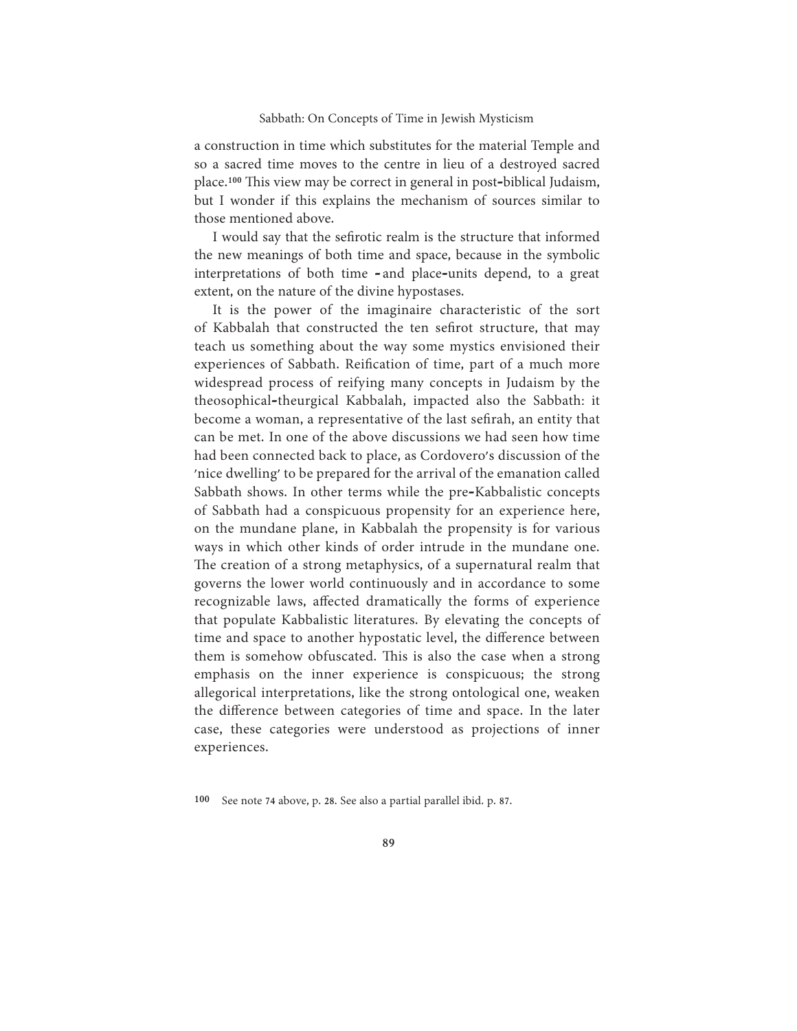a construction in time which substitutes for the material Temple and so a sacred time moves to the centre in lieu of a destroyed sacred place.[100] This view may be correct in general in post-biblical Judaism, but I wonder if this explains the mechanism of sources similar to those mentioned above.

I would say that the sefirotic realm is the structure that informed the new meanings of both time and space, because in the symbolic interpretations of both time - and place-units depend, to a great extent, on the nature of the divine hypostases.

It is the power of the imaginaire characteristic of the sort of Kabbalah that constructed the ten sefirot structure, that may teach us something about the way some mystics envisioned their experiences of Sabbath. Reification of time, part of a much more widespread process of reifying many concepts in Judaism by the theosophical-theurgical Kabbalah, impacted also the Sabbath: it become a woman, a representative of the last sefirah, an entity that can be met. In one of the above discussions we had seen how time had been connected back to place, as Cordovero's discussion of the 'nice dwelling' to be prepared for the arrival of the emanation called Sabbath shows. In other terms while the pre-Kabbalistic concepts of Sabbath had a conspicuous propensity for an experience here, on the mundane plane, in Kabbalah the propensity is for various ways in which other kinds of order intrude in the mundane one. The creation of a strong metaphysics, of a supernatural realm that governs the lower world continuously and in accordance to some recognizable laws, affected dramatically the forms of experience that populate Kabbalistic literatures. By elevating the concepts of time and space to another hypostatic level, the difference between them is somehow obfuscated. This is also the case when a strong emphasis on the inner experience is conspicuous; the strong allegorical interpretations, like the strong ontological one, weaken the difference between categories of time and space. In the later case, these categories were understood as projections of inner experiences.

[100] See note 74 above, p. 28. See also a partial parallel ibid. p. 87.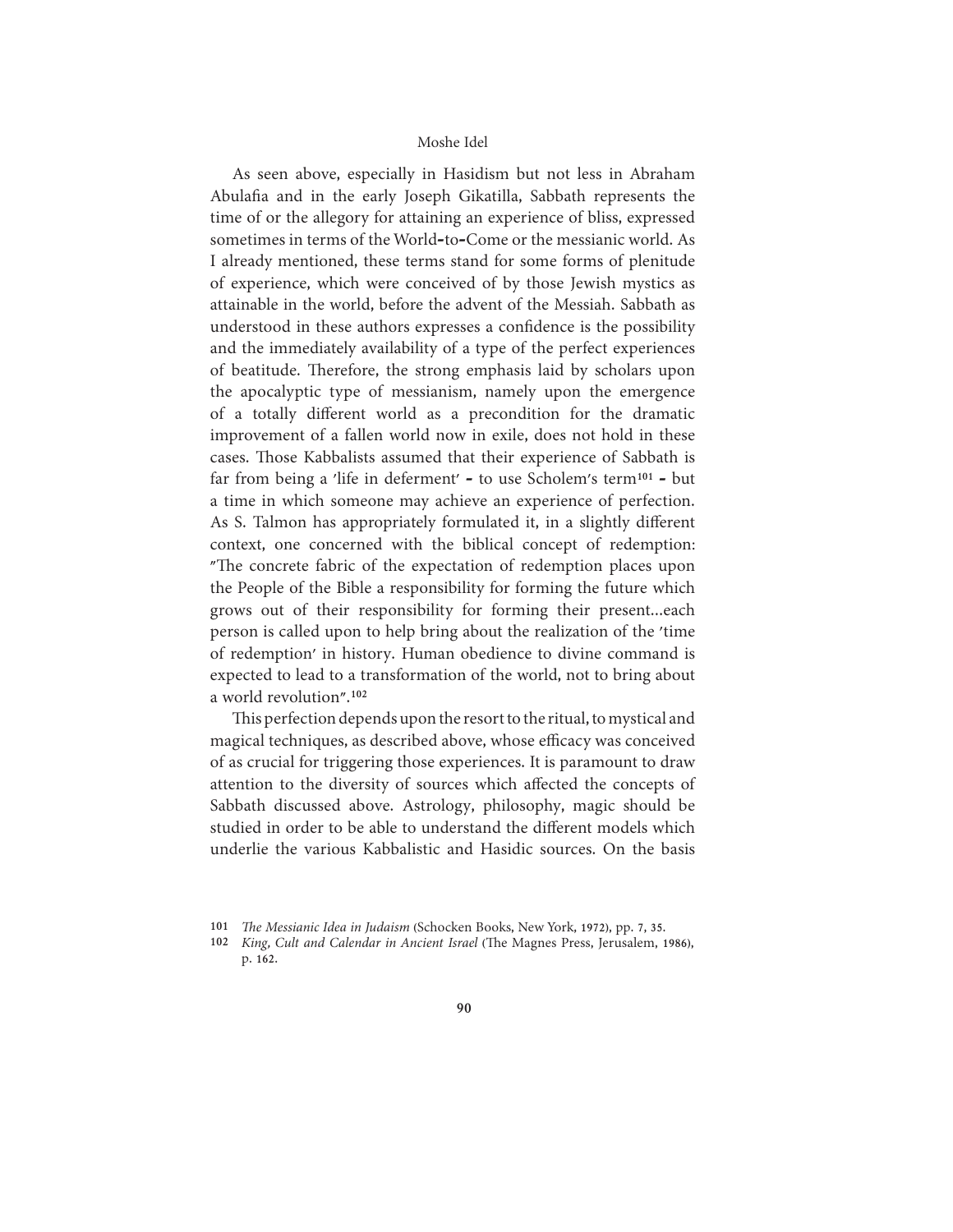As seen above, especially in Hasidism but not less in Abraham Abulafia and in the early Joseph Gikatilla, Sabbath represents the time of or the allegory for attaining an experience of bliss, expressed sometimes in terms of the World-to-Come or the messianic world. As I already mentioned, these terms stand for some forms of plenitude of experience, which were conceived of by those Jewish mystics as attainable in the world, before the advent of the Messiah. Sabbath as understood in these authors expresses a confidence is the possibility and the immediately availability of a type of the perfect experiences of beatitude. Therefore, the strong emphasis laid by scholars upon the apocalyptic type of messianism, namely upon the emergence of a totally different world as a precondition for the dramatic improvement of a fallen world now in exile, does not hold in these cases. Those Kabbalists assumed that their experience of Sabbath is far from being a 'life in deferment' - to use Scholem's term[101] - but a time in which someone may achieve an experience of perfection. As S. Talmon has appropriately formulated it, in a slightly different context, one concerned with the biblical concept of redemption: "The concrete fabric of the expectation of redemption places upon the People of the Bible a responsibility for forming the future which grows out of their responsibility for forming their present...each person is called upon to help bring about the realization of the 'time of redemption' in history. Human obedience to divine command is expected to lead to a transformation of the world, not to bring about a world revolution".[102]

This perfection depends upon the resort to the ritual, to mystical and magical techniques, as described above, whose efficacy was conceived of as crucial for triggering those experiences. It is paramount to draw attention to the diversity of sources which affected the concepts of Sabbath discussed above. Astrology, philosophy, magic should be studied in order to be able to understand the different models which underlie the various Kabbalistic and Hasidic sources. On the basis

101 *The Messianic Idea in Judaism* (Schocken Books, New York, 1972), pp. 7, 35.

102 *King, Cult and Calendar in Ancient Israel* (The Magnes Press, Jerusalem, 1986), p. 162.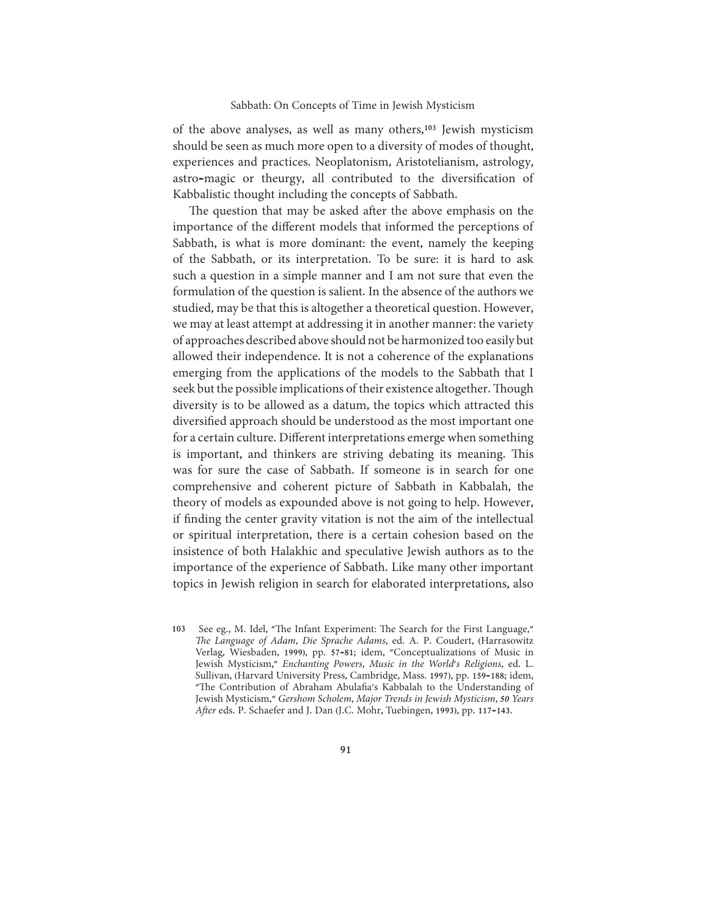of the above analyses, as well as many others,[103] Jewish mysticism should be seen as much more open to a diversity of modes of thought, experiences and practices. Neoplatonism, Aristotelianism, astrology, astro-magic or theurgy, all contributed to the diversification of Kabbalistic thought including the concepts of Sabbath.

The question that may be asked after the above emphasis on the importance of the different models that informed the perceptions of Sabbath, is what is more dominant: the event, namely the keeping of the Sabbath, or its interpretation. To be sure: it is hard to ask such a question in a simple manner and I am not sure that even the formulation of the question is salient. In the absence of the authors we studied, may be that this is altogether a theoretical question. However, we may at least attempt at addressing it in another manner: the variety of approaches described above should not be harmonized too easily but allowed their independence. It is not a coherence of the explanations emerging from the applications of the models to the Sabbath that I seek but the possible implications of their existence altogether. Though diversity is to be allowed as a datum, the topics which attracted this diversified approach should be understood as the most important one for a certain culture. Different interpretations emerge when something is important, and thinkers are striving debating its meaning. This was for sure the case of Sabbath. If someone is in search for one comprehensive and coherent picture of Sabbath in Kabbalah, the theory of models as expounded above is not going to help. However, if finding the center gravity vitation is not the aim of the intellectual or spiritual interpretation, there is a certain cohesion based on the insistence of both Halakhic and speculative Jewish authors as to the importance of the experience of Sabbath. Like many other important topics in Jewish religion in search for elaborated interpretations, also

---

103 See eg., M. Idel, "The Infant Experiment: The Search for the First Language," *The Language of Adam, Die Sprache Adams*, ed. A. P. Coudert, (Harrasowitz Verlag, Wiesbaden, 1999), pp. 57-81; idem, "Conceptualizations of Music in Jewish Mysticism," *Enchanting Powers, Music in the World's Religions*, ed. L. Sullivan, (Harvard University Press, Cambridge, Mass. 1997), pp. 159-188; idem, "The Contribution of Abraham Abulafia's Kabbalah to the Understanding of Jewish Mysticism," *Gershom Scholem, Major Trends in Jewish Mysticism, 50 Years After* eds. P. Schaefer and J. Dan (J.C. Mohr, Tuebingen, 1993), pp. 117-143.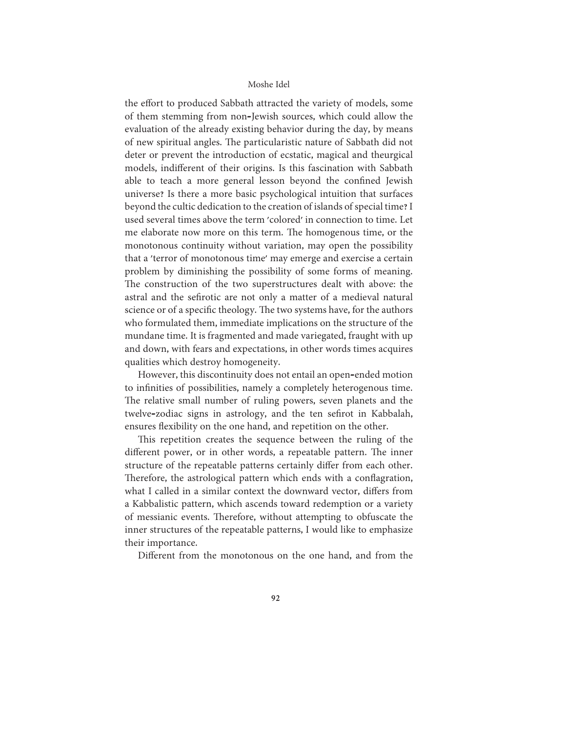the effort to produced Sabbath attracted the variety of models, some of them stemming from non-Jewish sources, which could allow the evaluation of the already existing behavior during the day, by means of new spiritual angles. The particularistic nature of Sabbath did not deter or prevent the introduction of ecstatic, magical and theurgical models, indifferent of their origins. Is this fascination with Sabbath able to teach a more general lesson beyond the confined Jewish universe? Is there a more basic psychological intuition that surfaces beyond the cultic dedication to the creation of islands of special time? I used several times above the term 'colored' in connection to time. Let me elaborate now more on this term. The homogenous time, or the monotonous continuity without variation, may open the possibility that a 'terror of monotonous time' may emerge and exercise a certain problem by diminishing the possibility of some forms of meaning. The construction of the two superstructures dealt with above: the astral and the sefirotic are not only a matter of a medieval natural science or of a specific theology. The two systems have, for the authors who formulated them, immediate implications on the structure of the mundane time. It is fragmented and made variegated, fraught with up and down, with fears and expectations, in other words times acquires qualities which destroy homogeneity.

However, this discontinuity does not entail an open-ended motion to infinities of possibilities, namely a completely heterogenous time. The relative small number of ruling powers, seven planets and the twelve-zodiac signs in astrology, and the ten sefirot in Kabbalah, ensures flexibility on the one hand, and repetition on the other.

This repetition creates the sequence between the ruling of the different power, or in other words, a repeatable pattern. The inner structure of the repeatable patterns certainly differ from each other. Therefore, the astrological pattern which ends with a conflagration, what I called in a similar context the downward vector, differs from a Kabbalistic pattern, which ascends toward redemption or a variety of messianic events. Therefore, without attempting to obfuscate the inner structures of the repeatable patterns, I would like to emphasize their importance.

Different from the monotonous on the one hand, and from the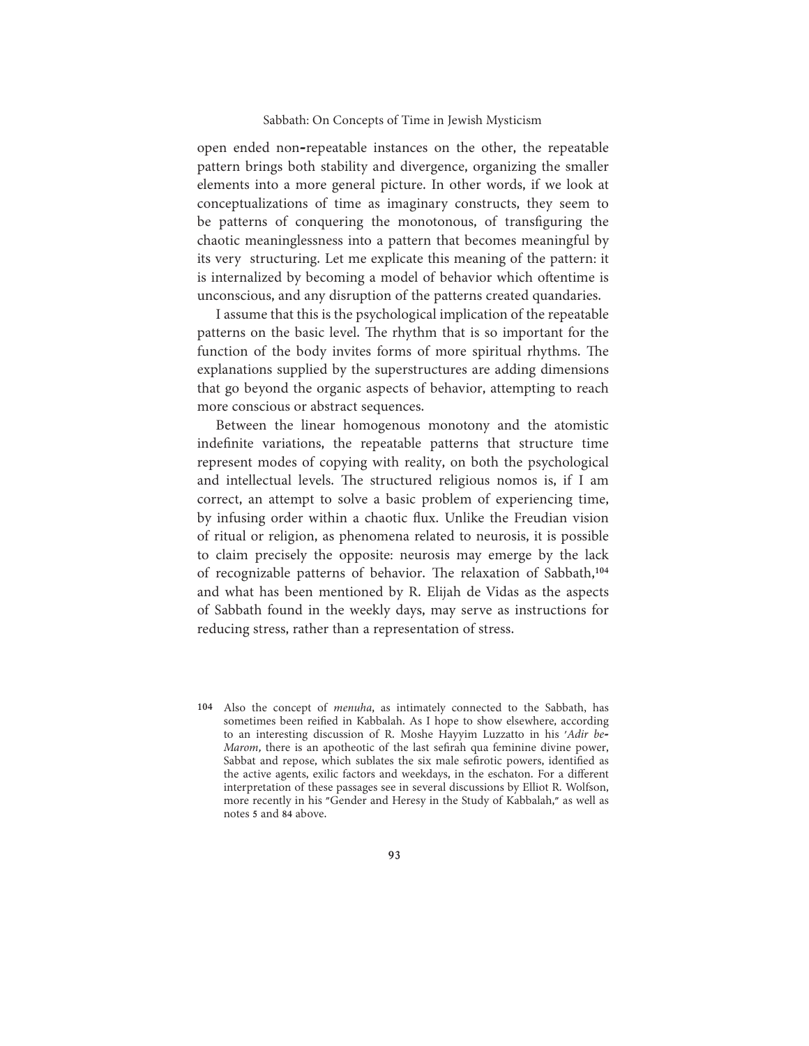open ended non-repeatable instances on the other, the repeatable pattern brings both stability and divergence, organizing the smaller elements into a more general picture. In other words, if we look at conceptualizations of time as imaginary constructs, they seem to be patterns of conquering the monotonous, of transfiguring the chaotic meaninglessness into a pattern that becomes meaningful by its very structuring. Let me explicate this meaning of the pattern: it is internalized by becoming a model of behavior which oftentime is unconscious, and any disruption of the patterns created quandaries.

I assume that this is the psychological implication of the repeatable patterns on the basic level. The rhythm that is so important for the function of the body invites forms of more spiritual rhythms. The explanations supplied by the superstructures are adding dimensions that go beyond the organic aspects of behavior, attempting to reach more conscious or abstract sequences.

Between the linear homogenous monotony and the atomistic indefinite variations, the repeatable patterns that structure time represent modes of copying with reality, on both the psychological and intellectual levels. The structured religious nomos is, if I am correct, an attempt to solve a basic problem of experiencing time, by infusing order within a chaotic flux. Unlike the Freudian vision of ritual or religion, as phenomena related to neurosis, it is possible to claim precisely the opposite: neurosis may emerge by the lack of recognizable patterns of behavior. The relaxation of Sabbath,[104] and what has been mentioned by R. Elijah de Vidas as the aspects of Sabbath found in the weekly days, may serve as instructions for reducing stress, rather than a representation of stress.

104 Also the concept of *menuha*, as intimately connected to the Sabbath, has sometimes been reified in Kabbalah. As I hope to show elsewhere, according to an interesting discussion of R. Moshe Hayyim Luzzatto in his *'Adir be-Marom*, there is an apotheotic of the last sefirah qua feminine divine power, Sabbat and repose, which sublates the six male sefirotic powers, identified as the active agents, exilic factors and weekdays, in the eschaton. For a different interpretation of these passages see in several discussions by Elliot R. Wolfson, more recently in his "Gender and Heresy in the Study of Kabbalah," as well as notes 5 and 84 above.